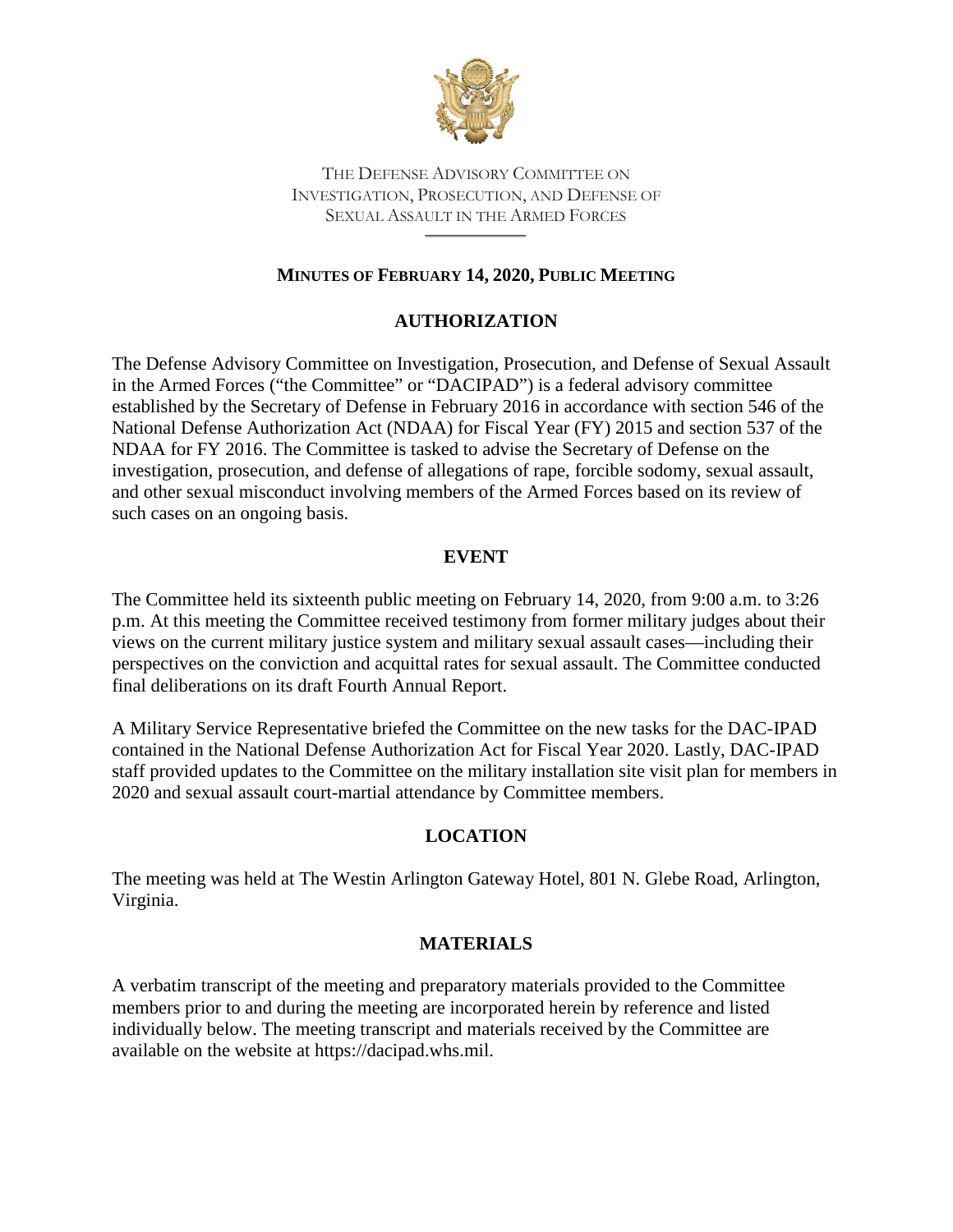THE DEFENSE ADVISORY COMMITTEE ON
INVESTIGATION, PROSECUTION, AND DEFENSE OF
SEXUAL ASSAULT IN THE ARMED FORCES

# MINUTES OF FEBRUARY 14, 2020, PUBLIC MEETING

## AUTHORIZATION

The Defense Advisory Committee on Investigation, Prosecution, and Defense of Sexual Assault in the Armed Forces ("the Committee" or "DACIPAD") is a federal advisory committee established by the Secretary of Defense in February 2016 in accordance with section 546 of the National Defense Authorization Act (NDAA) for Fiscal Year (FY) 2015 and section 537 of the NDAA for FY 2016. The Committee is tasked to advise the Secretary of Defense on the investigation, prosecution, and defense of allegations of rape, forcible sodomy, sexual assault, and other sexual misconduct involving members of the Armed Forces based on its review of such cases on an ongoing basis.

## EVENT

The Committee held its sixteenth public meeting on February 14, 2020, from 9:00 a.m. to 3:26 p.m. At this meeting the Committee received testimony from former military judges about their views on the current military justice system and military sexual assault cases—including their perspectives on the conviction and acquittal rates for sexual assault. The Committee conducted final deliberations on its draft Fourth Annual Report.

A Military Service Representative briefed the Committee on the new tasks for the DAC-IPAD contained in the National Defense Authorization Act for Fiscal Year 2020. Lastly, DAC-IPAD staff provided updates to the Committee on the military installation site visit plan for members in 2020 and sexual assault court-martial attendance by Committee members.

## LOCATION

The meeting was held at The Westin Arlington Gateway Hotel, 801 N. Glebe Road, Arlington, Virginia.

## MATERIALS

A verbatim transcript of the meeting and preparatory materials provided to the Committee members prior to and during the meeting are incorporated herein by reference and listed individually below. The meeting transcript and materials received by the Committee are available on the website at https://dacipad.whs.mil.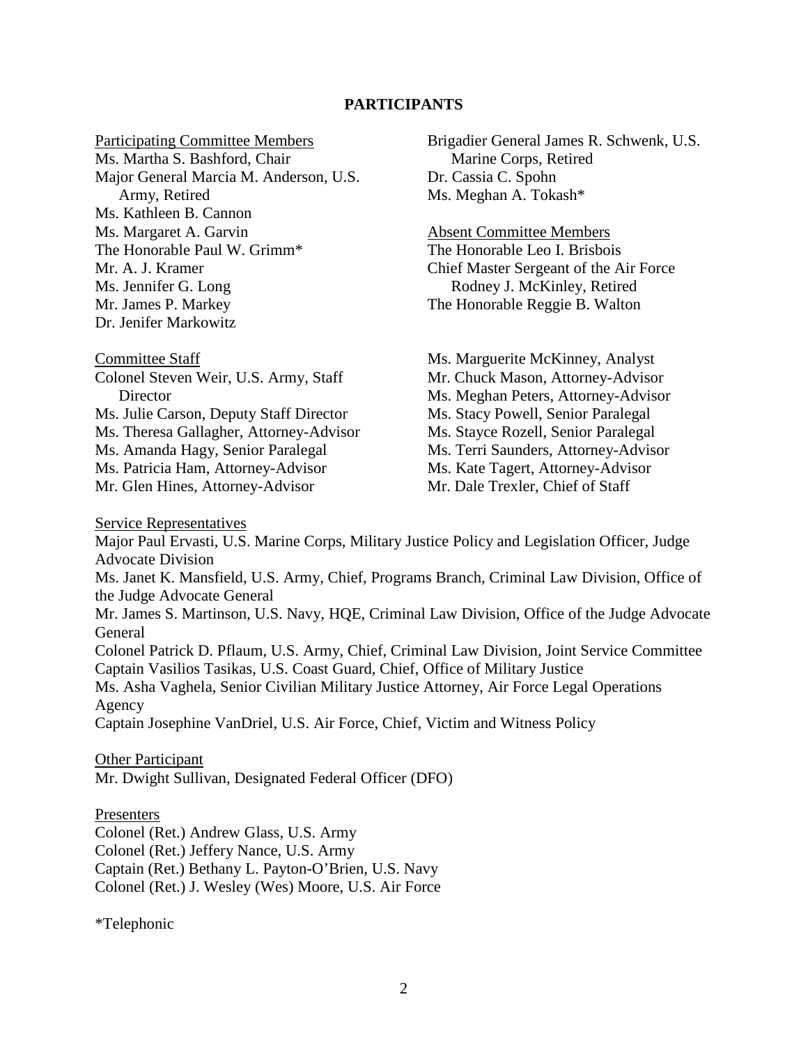## PARTICIPANTS

Participating Committee Members

Ms. Martha S. Bashford, Chair
Major General Marcia M. Anderson, U.S. Army, Retired
Ms. Kathleen B. Cannon
Ms. Margaret A. Garvin
The Honorable Paul W. Grimm*
Mr. A. J. Kramer
Ms. Jennifer G. Long
Mr. James P. Markey
Dr. Jenifer Markowitz
Brigadier General James R. Schwenk, U.S. Marine Corps, Retired
Dr. Cassia C. Spohn
Ms. Meghan A. Tokash*

Absent Committee Members

The Honorable Leo I. Brisbois
Chief Master Sergeant of the Air Force Rodney J. McKinley, Retired
The Honorable Reggie B. Walton

Committee Staff

Colonel Steven Weir, U.S. Army, Staff Director
Ms. Julie Carson, Deputy Staff Director
Ms. Theresa Gallagher, Attorney-Advisor
Ms. Amanda Hagy, Senior Paralegal
Ms. Patricia Ham, Attorney-Advisor
Mr. Glen Hines, Attorney-Advisor
Ms. Marguerite McKinney, Analyst
Mr. Chuck Mason, Attorney-Advisor
Ms. Meghan Peters, Attorney-Advisor
Ms. Stacy Powell, Senior Paralegal
Ms. Stayce Rozell, Senior Paralegal
Ms. Terri Saunders, Attorney-Advisor
Ms. Kate Tagert, Attorney-Advisor
Mr. Dale Trexler, Chief of Staff

Service Representatives

Major Paul Ervasti, U.S. Marine Corps, Military Justice Policy and Legislation Officer, Judge Advocate Division
Ms. Janet K. Mansfield, U.S. Army, Chief, Programs Branch, Criminal Law Division, Office of the Judge Advocate General
Mr. James S. Martinson, U.S. Navy, HQE, Criminal Law Division, Office of the Judge Advocate General
Colonel Patrick D. Pflaum, U.S. Army, Chief, Criminal Law Division, Joint Service Committee
Captain Vasilios Tasikas, U.S. Coast Guard, Chief, Office of Military Justice
Ms. Asha Vaghela, Senior Civilian Military Justice Attorney, Air Force Legal Operations Agency
Captain Josephine VanDriel, U.S. Air Force, Chief, Victim and Witness Policy

Other Participant

Mr. Dwight Sullivan, Designated Federal Officer (DFO)

Presenters

Colonel (Ret.) Andrew Glass, U.S. Army
Colonel (Ret.) Jeffery Nance, U.S. Army
Captain (Ret.) Bethany L. Payton-O'Brien, U.S. Navy
Colonel (Ret.) J. Wesley (Wes) Moore, U.S. Air Force

*Telephonic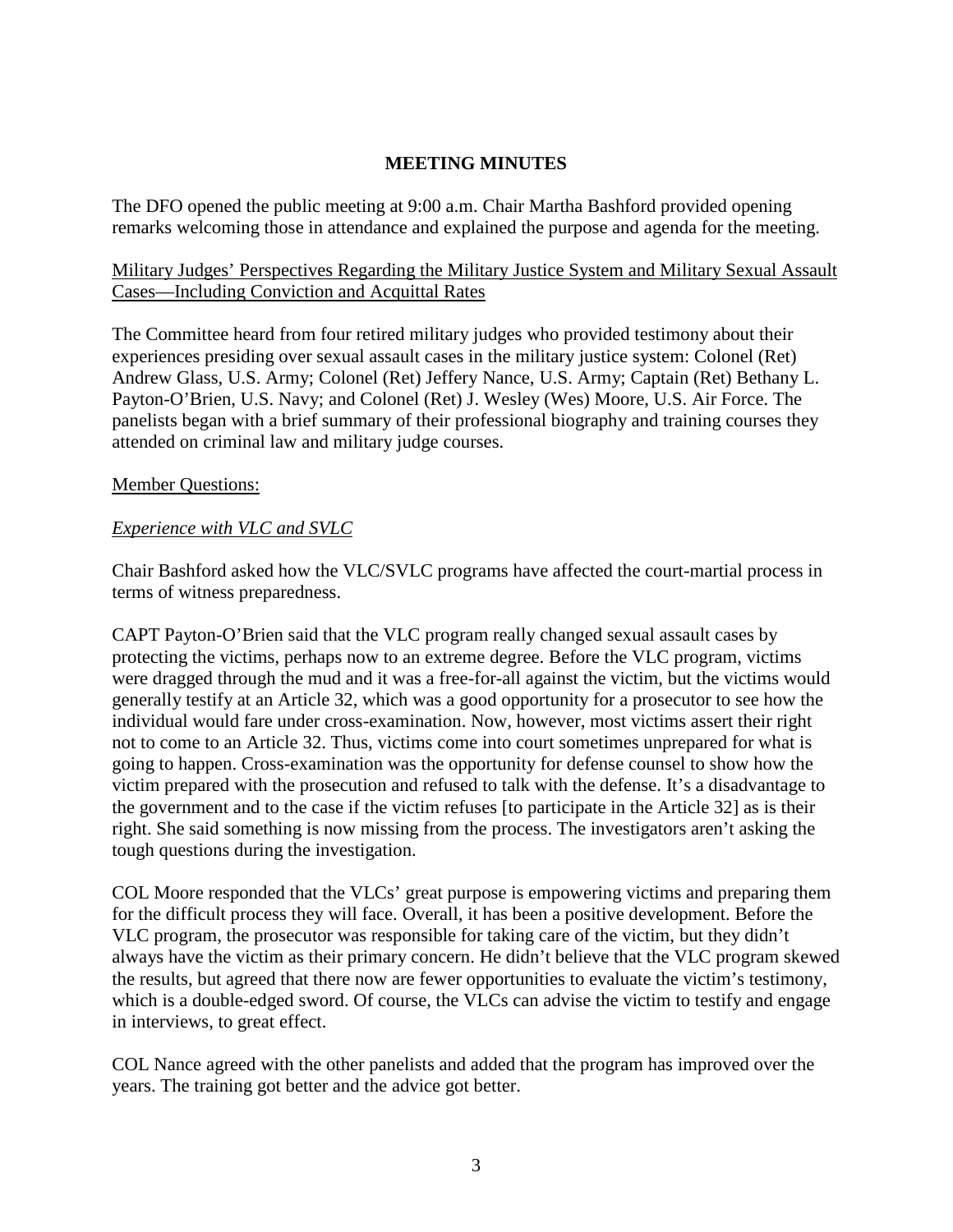# MEETING MINUTES

The DFO opened the public meeting at 9:00 a.m. Chair Martha Bashford provided opening remarks welcoming those in attendance and explained the purpose and agenda for the meeting.

<u>Military Judges' Perspectives Regarding the Military Justice System and Military Sexual Assault Cases—Including Conviction and Acquittal Rates</u>

The Committee heard from four retired military judges who provided testimony about their experiences presiding over sexual assault cases in the military justice system: Colonel (Ret) Andrew Glass, U.S. Army; Colonel (Ret) Jeffery Nance, U.S. Army; Captain (Ret) Bethany L. Payton-O'Brien, U.S. Navy; and Colonel (Ret) J. Wesley (Wes) Moore, U.S. Air Force. The panelists began with a brief summary of their professional biography and training courses they attended on criminal law and military judge courses.

<u>Member Questions:</u>

*<u>Experience with VLC and SVLC</u>*

Chair Bashford asked how the VLC/SVLC programs have affected the court-martial process in terms of witness preparedness.

CAPT Payton-O'Brien said that the VLC program really changed sexual assault cases by protecting the victims, perhaps now to an extreme degree. Before the VLC program, victims were dragged through the mud and it was a free-for-all against the victim, but the victims would generally testify at an Article 32, which was a good opportunity for a prosecutor to see how the individual would fare under cross-examination. Now, however, most victims assert their right not to come to an Article 32. Thus, victims come into court sometimes unprepared for what is going to happen. Cross-examination was the opportunity for defense counsel to show how the victim prepared with the prosecution and refused to talk with the defense. It's a disadvantage to the government and to the case if the victim refuses [to participate in the Article 32] as is their right. She said something is now missing from the process. The investigators aren't asking the tough questions during the investigation.

COL Moore responded that the VLCs' great purpose is empowering victims and preparing them for the difficult process they will face. Overall, it has been a positive development. Before the VLC program, the prosecutor was responsible for taking care of the victim, but they didn't always have the victim as their primary concern. He didn't believe that the VLC program skewed the results, but agreed that there now are fewer opportunities to evaluate the victim's testimony, which is a double-edged sword. Of course, the VLCs can advise the victim to testify and engage in interviews, to great effect.

COL Nance agreed with the other panelists and added that the program has improved over the years. The training got better and the advice got better.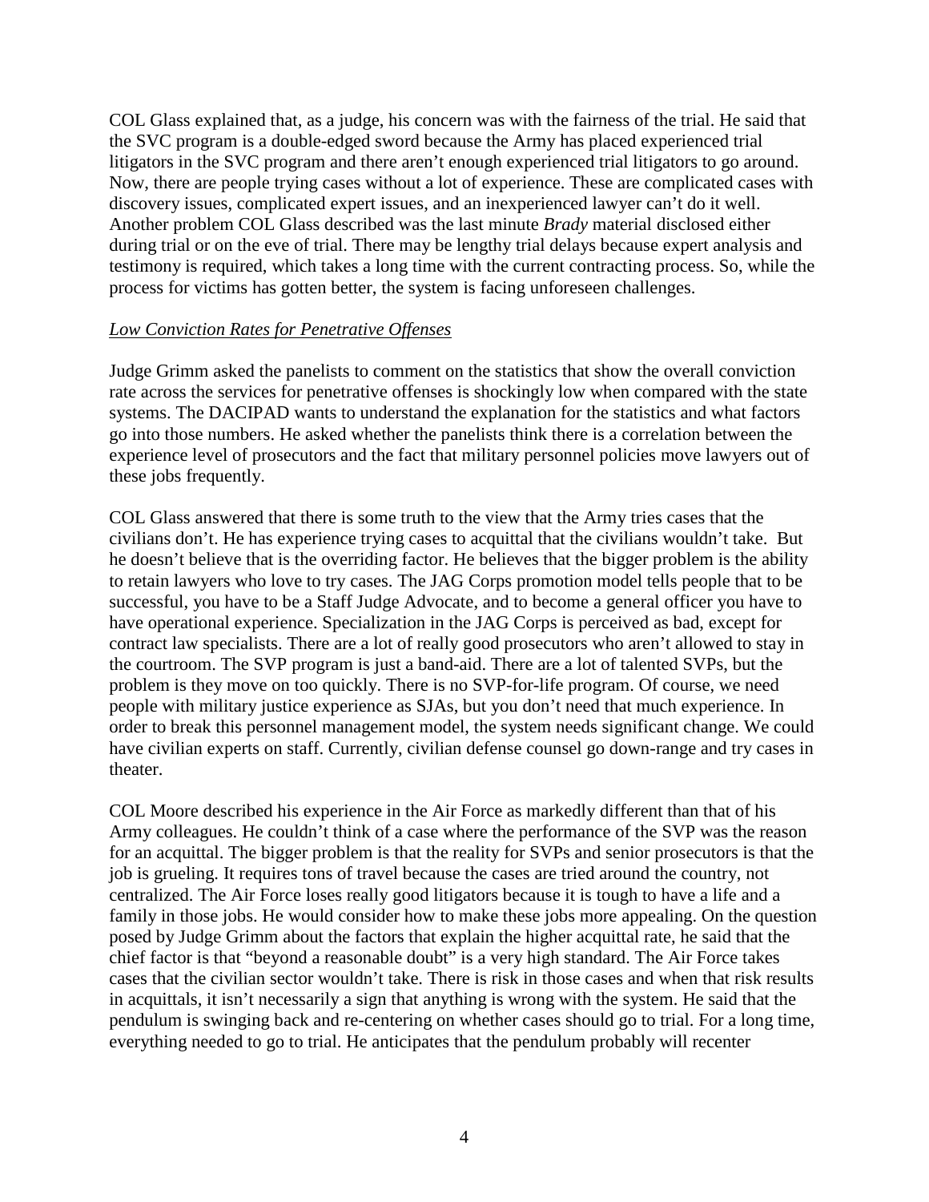COL Glass explained that, as a judge, his concern was with the fairness of the trial. He said that the SVC program is a double-edged sword because the Army has placed experienced trial litigators in the SVC program and there aren't enough experienced trial litigators to go around. Now, there are people trying cases without a lot of experience. These are complicated cases with discovery issues, complicated expert issues, and an inexperienced lawyer can't do it well. Another problem COL Glass described was the last minute *Brady* material disclosed either during trial or on the eve of trial. There may be lengthy trial delays because expert analysis and testimony is required, which takes a long time with the current contracting process. So, while the process for victims has gotten better, the system is facing unforeseen challenges.

*Low Conviction Rates for Penetrative Offenses*

Judge Grimm asked the panelists to comment on the statistics that show the overall conviction rate across the services for penetrative offenses is shockingly low when compared with the state systems. The DACIPAD wants to understand the explanation for the statistics and what factors go into those numbers. He asked whether the panelists think there is a correlation between the experience level of prosecutors and the fact that military personnel policies move lawyers out of these jobs frequently.

COL Glass answered that there is some truth to the view that the Army tries cases that the civilians don't. He has experience trying cases to acquittal that the civilians wouldn't take. But he doesn't believe that is the overriding factor. He believes that the bigger problem is the ability to retain lawyers who love to try cases. The JAG Corps promotion model tells people that to be successful, you have to be a Staff Judge Advocate, and to become a general officer you have to have operational experience. Specialization in the JAG Corps is perceived as bad, except for contract law specialists. There are a lot of really good prosecutors who aren't allowed to stay in the courtroom. The SVP program is just a band-aid. There are a lot of talented SVPs, but the problem is they move on too quickly. There is no SVP-for-life program. Of course, we need people with military justice experience as SJAs, but you don't need that much experience. In order to break this personnel management model, the system needs significant change. We could have civilian experts on staff. Currently, civilian defense counsel go down-range and try cases in theater.

COL Moore described his experience in the Air Force as markedly different than that of his Army colleagues. He couldn't think of a case where the performance of the SVP was the reason for an acquittal. The bigger problem is that the reality for SVPs and senior prosecutors is that the job is grueling. It requires tons of travel because the cases are tried around the country, not centralized. The Air Force loses really good litigators because it is tough to have a life and a family in those jobs. He would consider how to make these jobs more appealing. On the question posed by Judge Grimm about the factors that explain the higher acquittal rate, he said that the chief factor is that "beyond a reasonable doubt" is a very high standard. The Air Force takes cases that the civilian sector wouldn't take. There is risk in those cases and when that risk results in acquittals, it isn't necessarily a sign that anything is wrong with the system. He said that the pendulum is swinging back and re-centering on whether cases should go to trial. For a long time, everything needed to go to trial. He anticipates that the pendulum probably will recenter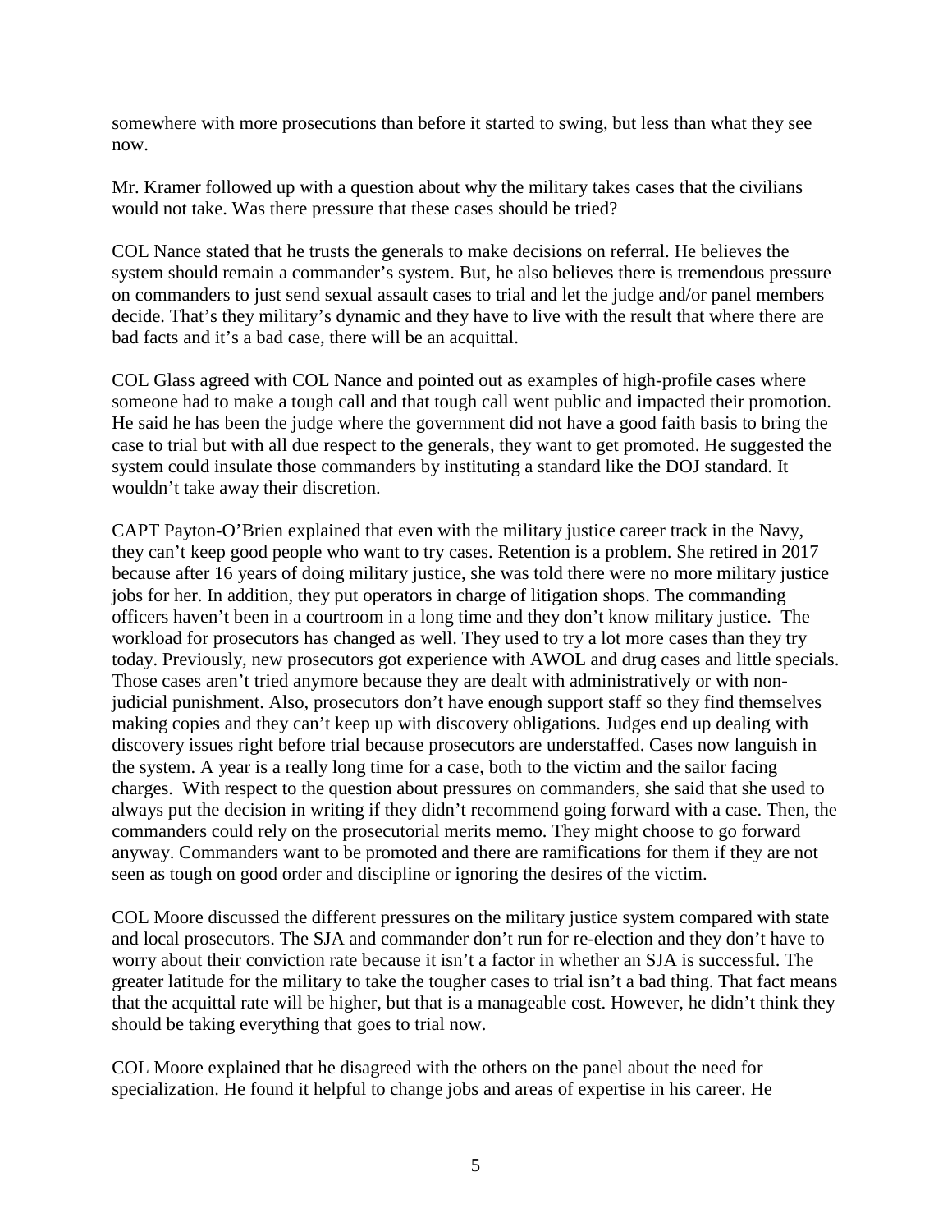somewhere with more prosecutions than before it started to swing, but less than what they see now.

Mr. Kramer followed up with a question about why the military takes cases that the civilians would not take. Was there pressure that these cases should be tried?

COL Nance stated that he trusts the generals to make decisions on referral. He believes the system should remain a commander's system. But, he also believes there is tremendous pressure on commanders to just send sexual assault cases to trial and let the judge and/or panel members decide. That's they military's dynamic and they have to live with the result that where there are bad facts and it's a bad case, there will be an acquittal.

COL Glass agreed with COL Nance and pointed out as examples of high-profile cases where someone had to make a tough call and that tough call went public and impacted their promotion. He said he has been the judge where the government did not have a good faith basis to bring the case to trial but with all due respect to the generals, they want to get promoted. He suggested the system could insulate those commanders by instituting a standard like the DOJ standard. It wouldn't take away their discretion.

CAPT Payton-O'Brien explained that even with the military justice career track in the Navy, they can't keep good people who want to try cases. Retention is a problem. She retired in 2017 because after 16 years of doing military justice, she was told there were no more military justice jobs for her. In addition, they put operators in charge of litigation shops. The commanding officers haven't been in a courtroom in a long time and they don't know military justice. The workload for prosecutors has changed as well. They used to try a lot more cases than they try today. Previously, new prosecutors got experience with AWOL and drug cases and little specials. Those cases aren't tried anymore because they are dealt with administratively or with non-judicial punishment. Also, prosecutors don't have enough support staff so they find themselves making copies and they can't keep up with discovery obligations. Judges end up dealing with discovery issues right before trial because prosecutors are understaffed. Cases now languish in the system. A year is a really long time for a case, both to the victim and the sailor facing charges. With respect to the question about pressures on commanders, she said that she used to always put the decision in writing if they didn't recommend going forward with a case. Then, the commanders could rely on the prosecutorial merits memo. They might choose to go forward anyway. Commanders want to be promoted and there are ramifications for them if they are not seen as tough on good order and discipline or ignoring the desires of the victim.

COL Moore discussed the different pressures on the military justice system compared with state and local prosecutors. The SJA and commander don't run for re-election and they don't have to worry about their conviction rate because it isn't a factor in whether an SJA is successful. The greater latitude for the military to take the tougher cases to trial isn't a bad thing. That fact means that the acquittal rate will be higher, but that is a manageable cost. However, he didn't think they should be taking everything that goes to trial now.

COL Moore explained that he disagreed with the others on the panel about the need for specialization. He found it helpful to change jobs and areas of expertise in his career. He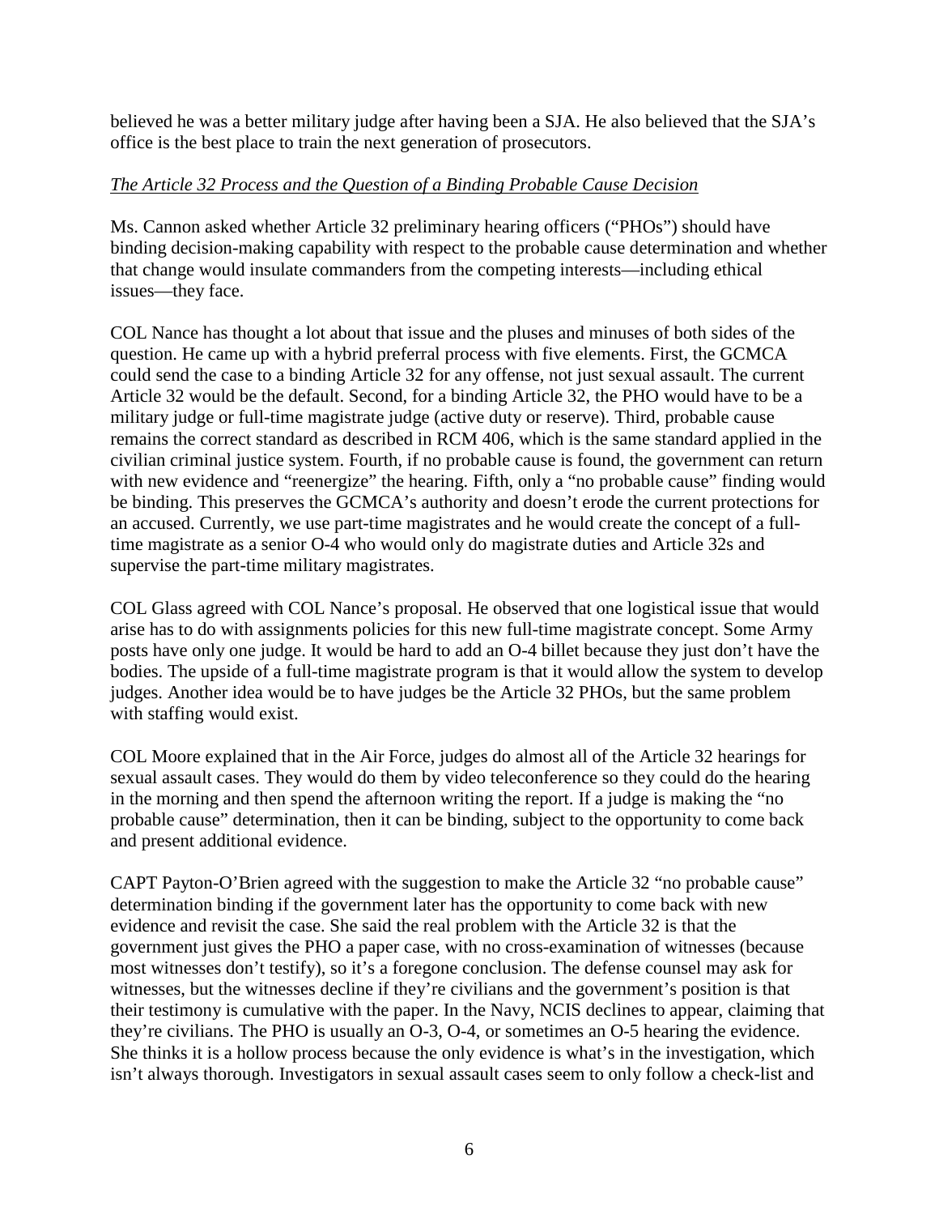believed he was a better military judge after having been a SJA. He also believed that the SJA's office is the best place to train the next generation of prosecutors.

*The Article 32 Process and the Question of a Binding Probable Cause Decision*

Ms. Cannon asked whether Article 32 preliminary hearing officers ("PHOs") should have binding decision-making capability with respect to the probable cause determination and whether that change would insulate commanders from the competing interests—including ethical issues—they face.

COL Nance has thought a lot about that issue and the pluses and minuses of both sides of the question. He came up with a hybrid preferral process with five elements. First, the GCMCA could send the case to a binding Article 32 for any offense, not just sexual assault. The current Article 32 would be the default. Second, for a binding Article 32, the PHO would have to be a military judge or full-time magistrate judge (active duty or reserve). Third, probable cause remains the correct standard as described in RCM 406, which is the same standard applied in the civilian criminal justice system. Fourth, if no probable cause is found, the government can return with new evidence and "reenergize" the hearing. Fifth, only a "no probable cause" finding would be binding. This preserves the GCMCA's authority and doesn't erode the current protections for an accused. Currently, we use part-time magistrates and he would create the concept of a full-time magistrate as a senior O-4 who would only do magistrate duties and Article 32s and supervise the part-time military magistrates.

COL Glass agreed with COL Nance's proposal. He observed that one logistical issue that would arise has to do with assignments policies for this new full-time magistrate concept. Some Army posts have only one judge. It would be hard to add an O-4 billet because they just don't have the bodies. The upside of a full-time magistrate program is that it would allow the system to develop judges. Another idea would be to have judges be the Article 32 PHOs, but the same problem with staffing would exist.

COL Moore explained that in the Air Force, judges do almost all of the Article 32 hearings for sexual assault cases. They would do them by video teleconference so they could do the hearing in the morning and then spend the afternoon writing the report. If a judge is making the "no probable cause" determination, then it can be binding, subject to the opportunity to come back and present additional evidence.

CAPT Payton-O'Brien agreed with the suggestion to make the Article 32 "no probable cause" determination binding if the government later has the opportunity to come back with new evidence and revisit the case. She said the real problem with the Article 32 is that the government just gives the PHO a paper case, with no cross-examination of witnesses (because most witnesses don't testify), so it's a foregone conclusion. The defense counsel may ask for witnesses, but the witnesses decline if they're civilians and the government's position is that their testimony is cumulative with the paper. In the Navy, NCIS declines to appear, claiming that they're civilians. The PHO is usually an O-3, O-4, or sometimes an O-5 hearing the evidence. She thinks it is a hollow process because the only evidence is what's in the investigation, which isn't always thorough. Investigators in sexual assault cases seem to only follow a check-list and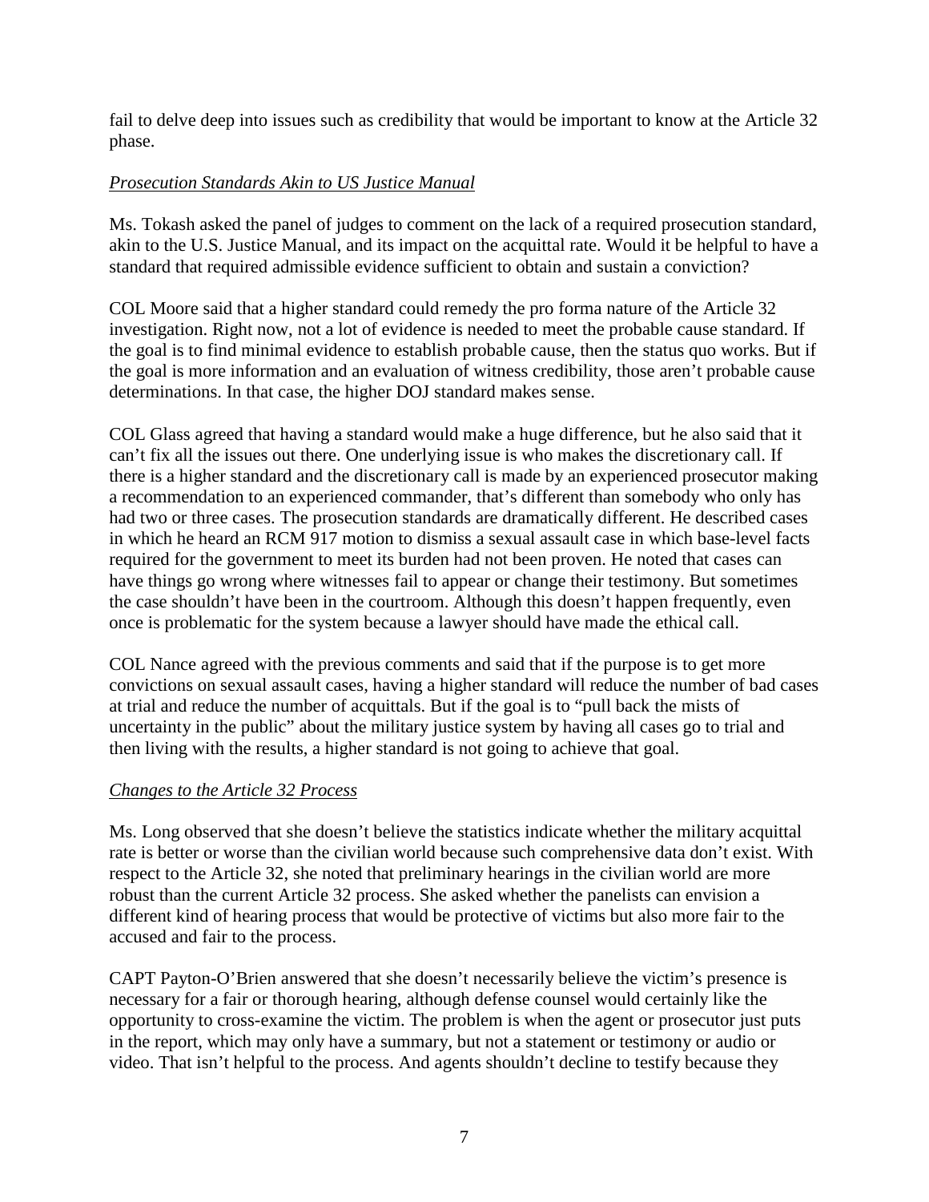fail to delve deep into issues such as credibility that would be important to know at the Article 32 phase.

*Prosecution Standards Akin to US Justice Manual*

Ms. Tokash asked the panel of judges to comment on the lack of a required prosecution standard, akin to the U.S. Justice Manual, and its impact on the acquittal rate. Would it be helpful to have a standard that required admissible evidence sufficient to obtain and sustain a conviction?

COL Moore said that a higher standard could remedy the pro forma nature of the Article 32 investigation. Right now, not a lot of evidence is needed to meet the probable cause standard. If the goal is to find minimal evidence to establish probable cause, then the status quo works. But if the goal is more information and an evaluation of witness credibility, those aren't probable cause determinations. In that case, the higher DOJ standard makes sense.

COL Glass agreed that having a standard would make a huge difference, but he also said that it can't fix all the issues out there. One underlying issue is who makes the discretionary call. If there is a higher standard and the discretionary call is made by an experienced prosecutor making a recommendation to an experienced commander, that's different than somebody who only has had two or three cases. The prosecution standards are dramatically different. He described cases in which he heard an RCM 917 motion to dismiss a sexual assault case in which base-level facts required for the government to meet its burden had not been proven. He noted that cases can have things go wrong where witnesses fail to appear or change their testimony. But sometimes the case shouldn't have been in the courtroom. Although this doesn't happen frequently, even once is problematic for the system because a lawyer should have made the ethical call.

COL Nance agreed with the previous comments and said that if the purpose is to get more convictions on sexual assault cases, having a higher standard will reduce the number of bad cases at trial and reduce the number of acquittals. But if the goal is to "pull back the mists of uncertainty in the public" about the military justice system by having all cases go to trial and then living with the results, a higher standard is not going to achieve that goal.

*Changes to the Article 32 Process*

Ms. Long observed that she doesn't believe the statistics indicate whether the military acquittal rate is better or worse than the civilian world because such comprehensive data don't exist. With respect to the Article 32, she noted that preliminary hearings in the civilian world are more robust than the current Article 32 process. She asked whether the panelists can envision a different kind of hearing process that would be protective of victims but also more fair to the accused and fair to the process.

CAPT Payton-O'Brien answered that she doesn't necessarily believe the victim's presence is necessary for a fair or thorough hearing, although defense counsel would certainly like the opportunity to cross-examine the victim. The problem is when the agent or prosecutor just puts in the report, which may only have a summary, but not a statement or testimony or audio or video. That isn't helpful to the process. And agents shouldn't decline to testify because they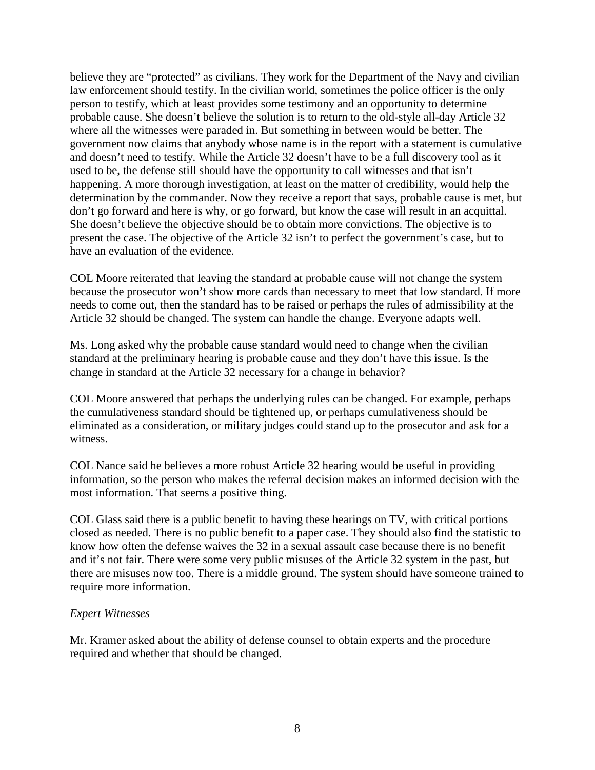believe they are "protected" as civilians. They work for the Department of the Navy and civilian law enforcement should testify. In the civilian world, sometimes the police officer is the only person to testify, which at least provides some testimony and an opportunity to determine probable cause. She doesn't believe the solution is to return to the old-style all-day Article 32 where all the witnesses were paraded in. But something in between would be better. The government now claims that anybody whose name is in the report with a statement is cumulative and doesn't need to testify. While the Article 32 doesn't have to be a full discovery tool as it used to be, the defense still should have the opportunity to call witnesses and that isn't happening. A more thorough investigation, at least on the matter of credibility, would help the determination by the commander. Now they receive a report that says, probable cause is met, but don't go forward and here is why, or go forward, but know the case will result in an acquittal. She doesn't believe the objective should be to obtain more convictions. The objective is to present the case. The objective of the Article 32 isn't to perfect the government's case, but to have an evaluation of the evidence.

COL Moore reiterated that leaving the standard at probable cause will not change the system because the prosecutor won't show more cards than necessary to meet that low standard. If more needs to come out, then the standard has to be raised or perhaps the rules of admissibility at the Article 32 should be changed. The system can handle the change. Everyone adapts well.

Ms. Long asked why the probable cause standard would need to change when the civilian standard at the preliminary hearing is probable cause and they don't have this issue. Is the change in standard at the Article 32 necessary for a change in behavior?

COL Moore answered that perhaps the underlying rules can be changed. For example, perhaps the cumulativeness standard should be tightened up, or perhaps cumulativeness should be eliminated as a consideration, or military judges could stand up to the prosecutor and ask for a witness.

COL Nance said he believes a more robust Article 32 hearing would be useful in providing information, so the person who makes the referral decision makes an informed decision with the most information. That seems a positive thing.

COL Glass said there is a public benefit to having these hearings on TV, with critical portions closed as needed. There is no public benefit to a paper case. They should also find the statistic to know how often the defense waives the 32 in a sexual assault case because there is no benefit and it's not fair. There were some very public misuses of the Article 32 system in the past, but there are misuses now too. There is a middle ground. The system should have someone trained to require more information.

*Expert Witnesses*

Mr. Kramer asked about the ability of defense counsel to obtain experts and the procedure required and whether that should be changed.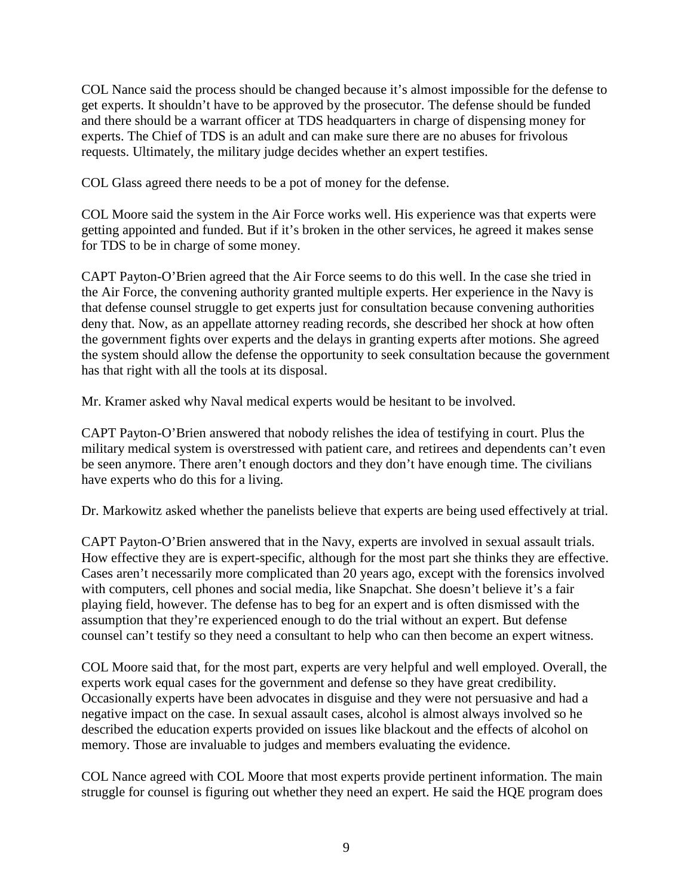COL Nance said the process should be changed because it's almost impossible for the defense to get experts. It shouldn't have to be approved by the prosecutor. The defense should be funded and there should be a warrant officer at TDS headquarters in charge of dispensing money for experts. The Chief of TDS is an adult and can make sure there are no abuses for frivolous requests. Ultimately, the military judge decides whether an expert testifies.

COL Glass agreed there needs to be a pot of money for the defense.

COL Moore said the system in the Air Force works well. His experience was that experts were getting appointed and funded. But if it's broken in the other services, he agreed it makes sense for TDS to be in charge of some money.

CAPT Payton-O'Brien agreed that the Air Force seems to do this well. In the case she tried in the Air Force, the convening authority granted multiple experts. Her experience in the Navy is that defense counsel struggle to get experts just for consultation because convening authorities deny that. Now, as an appellate attorney reading records, she described her shock at how often the government fights over experts and the delays in granting experts after motions. She agreed the system should allow the defense the opportunity to seek consultation because the government has that right with all the tools at its disposal.

Mr. Kramer asked why Naval medical experts would be hesitant to be involved.

CAPT Payton-O'Brien answered that nobody relishes the idea of testifying in court. Plus the military medical system is overstressed with patient care, and retirees and dependents can't even be seen anymore. There aren't enough doctors and they don't have enough time. The civilians have experts who do this for a living.

Dr. Markowitz asked whether the panelists believe that experts are being used effectively at trial.

CAPT Payton-O'Brien answered that in the Navy, experts are involved in sexual assault trials. How effective they are is expert-specific, although for the most part she thinks they are effective. Cases aren't necessarily more complicated than 20 years ago, except with the forensics involved with computers, cell phones and social media, like Snapchat. She doesn't believe it's a fair playing field, however. The defense has to beg for an expert and is often dismissed with the assumption that they're experienced enough to do the trial without an expert. But defense counsel can't testify so they need a consultant to help who can then become an expert witness.

COL Moore said that, for the most part, experts are very helpful and well employed. Overall, the experts work equal cases for the government and defense so they have great credibility. Occasionally experts have been advocates in disguise and they were not persuasive and had a negative impact on the case. In sexual assault cases, alcohol is almost always involved so he described the education experts provided on issues like blackout and the effects of alcohol on memory. Those are invaluable to judges and members evaluating the evidence.

COL Nance agreed with COL Moore that most experts provide pertinent information. The main struggle for counsel is figuring out whether they need an expert. He said the HQE program does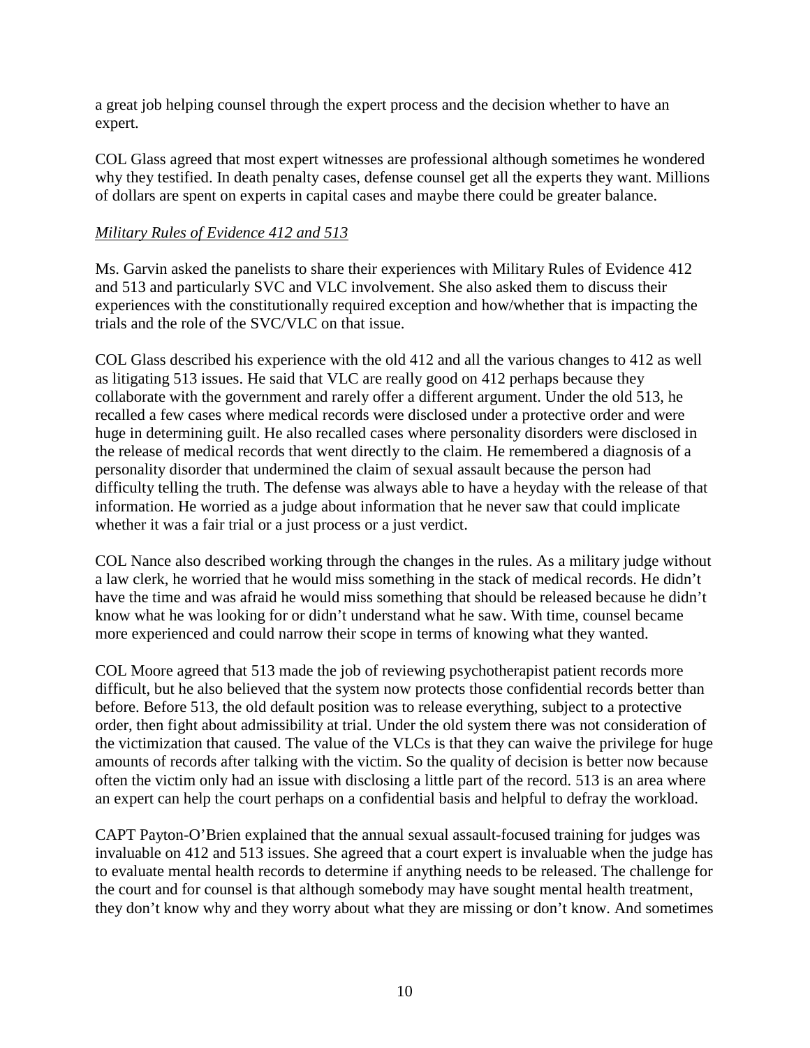a great job helping counsel through the expert process and the decision whether to have an expert.

COL Glass agreed that most expert witnesses are professional although sometimes he wondered why they testified. In death penalty cases, defense counsel get all the experts they want. Millions of dollars are spent on experts in capital cases and maybe there could be greater balance.

*Military Rules of Evidence 412 and 513*

Ms. Garvin asked the panelists to share their experiences with Military Rules of Evidence 412 and 513 and particularly SVC and VLC involvement. She also asked them to discuss their experiences with the constitutionally required exception and how/whether that is impacting the trials and the role of the SVC/VLC on that issue.

COL Glass described his experience with the old 412 and all the various changes to 412 as well as litigating 513 issues. He said that VLC are really good on 412 perhaps because they collaborate with the government and rarely offer a different argument. Under the old 513, he recalled a few cases where medical records were disclosed under a protective order and were huge in determining guilt. He also recalled cases where personality disorders were disclosed in the release of medical records that went directly to the claim. He remembered a diagnosis of a personality disorder that undermined the claim of sexual assault because the person had difficulty telling the truth. The defense was always able to have a heyday with the release of that information. He worried as a judge about information that he never saw that could implicate whether it was a fair trial or a just process or a just verdict.

COL Nance also described working through the changes in the rules. As a military judge without a law clerk, he worried that he would miss something in the stack of medical records. He didn't have the time and was afraid he would miss something that should be released because he didn't know what he was looking for or didn't understand what he saw. With time, counsel became more experienced and could narrow their scope in terms of knowing what they wanted.

COL Moore agreed that 513 made the job of reviewing psychotherapist patient records more difficult, but he also believed that the system now protects those confidential records better than before. Before 513, the old default position was to release everything, subject to a protective order, then fight about admissibility at trial. Under the old system there was not consideration of the victimization that caused. The value of the VLCs is that they can waive the privilege for huge amounts of records after talking with the victim. So the quality of decision is better now because often the victim only had an issue with disclosing a little part of the record. 513 is an area where an expert can help the court perhaps on a confidential basis and helpful to defray the workload.

CAPT Payton-O'Brien explained that the annual sexual assault-focused training for judges was invaluable on 412 and 513 issues. She agreed that a court expert is invaluable when the judge has to evaluate mental health records to determine if anything needs to be released. The challenge for the court and for counsel is that although somebody may have sought mental health treatment, they don't know why and they worry about what they are missing or don't know. And sometimes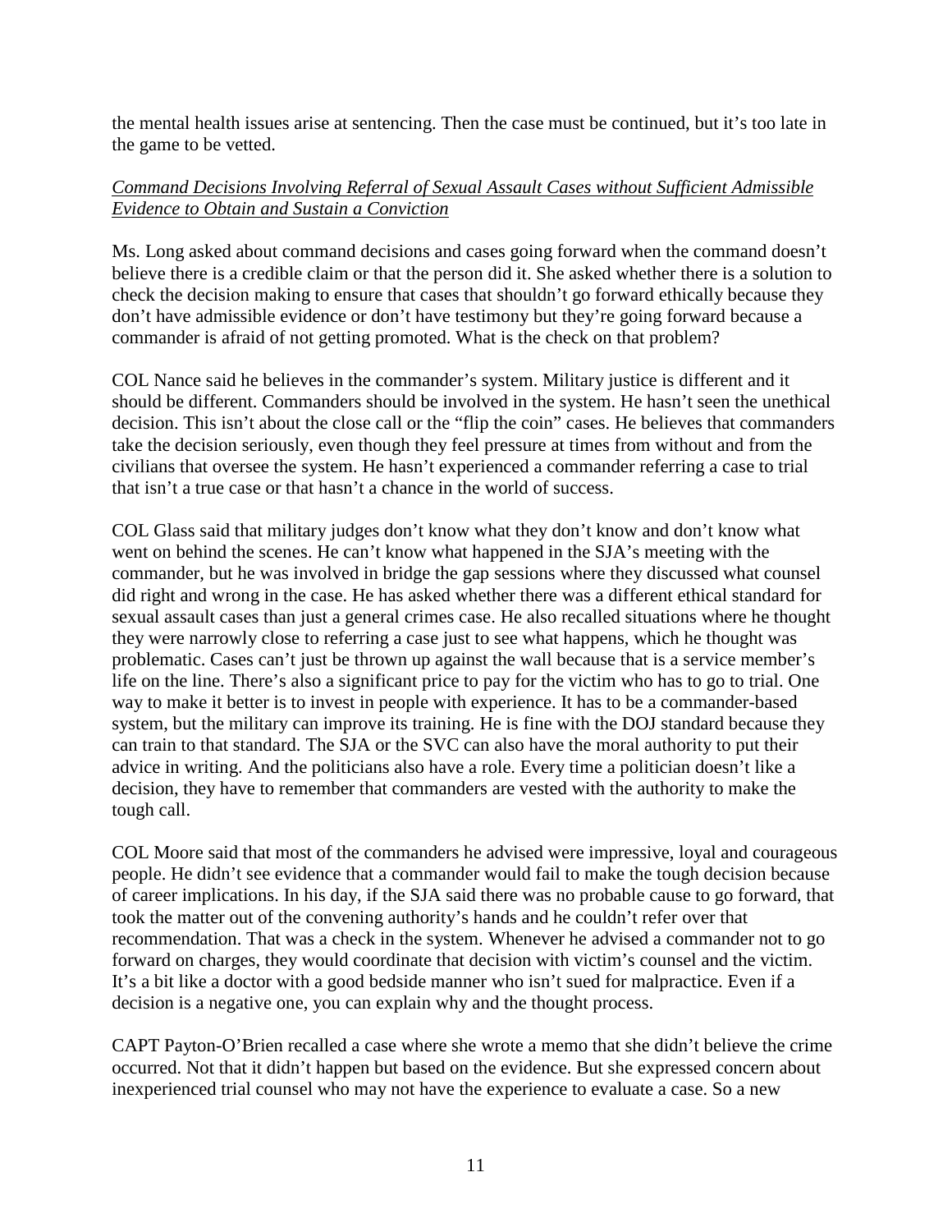the mental health issues arise at sentencing. Then the case must be continued, but it's too late in the game to be vetted.

*Command Decisions Involving Referral of Sexual Assault Cases without Sufficient Admissible Evidence to Obtain and Sustain a Conviction*

Ms. Long asked about command decisions and cases going forward when the command doesn't believe there is a credible claim or that the person did it. She asked whether there is a solution to check the decision making to ensure that cases that shouldn't go forward ethically because they don't have admissible evidence or don't have testimony but they're going forward because a commander is afraid of not getting promoted. What is the check on that problem?

COL Nance said he believes in the commander's system. Military justice is different and it should be different. Commanders should be involved in the system. He hasn't seen the unethical decision. This isn't about the close call or the "flip the coin" cases. He believes that commanders take the decision seriously, even though they feel pressure at times from without and from the civilians that oversee the system. He hasn't experienced a commander referring a case to trial that isn't a true case or that hasn't a chance in the world of success.

COL Glass said that military judges don't know what they don't know and don't know what went on behind the scenes. He can't know what happened in the SJA's meeting with the commander, but he was involved in bridge the gap sessions where they discussed what counsel did right and wrong in the case. He has asked whether there was a different ethical standard for sexual assault cases than just a general crimes case. He also recalled situations where he thought they were narrowly close to referring a case just to see what happens, which he thought was problematic. Cases can't just be thrown up against the wall because that is a service member's life on the line. There's also a significant price to pay for the victim who has to go to trial. One way to make it better is to invest in people with experience. It has to be a commander-based system, but the military can improve its training. He is fine with the DOJ standard because they can train to that standard. The SJA or the SVC can also have the moral authority to put their advice in writing. And the politicians also have a role. Every time a politician doesn't like a decision, they have to remember that commanders are vested with the authority to make the tough call.

COL Moore said that most of the commanders he advised were impressive, loyal and courageous people. He didn't see evidence that a commander would fail to make the tough decision because of career implications. In his day, if the SJA said there was no probable cause to go forward, that took the matter out of the convening authority's hands and he couldn't refer over that recommendation. That was a check in the system. Whenever he advised a commander not to go forward on charges, they would coordinate that decision with victim's counsel and the victim. It's a bit like a doctor with a good bedside manner who isn't sued for malpractice. Even if a decision is a negative one, you can explain why and the thought process.

CAPT Payton-O'Brien recalled a case where she wrote a memo that she didn't believe the crime occurred. Not that it didn't happen but based on the evidence. But she expressed concern about inexperienced trial counsel who may not have the experience to evaluate a case. So a new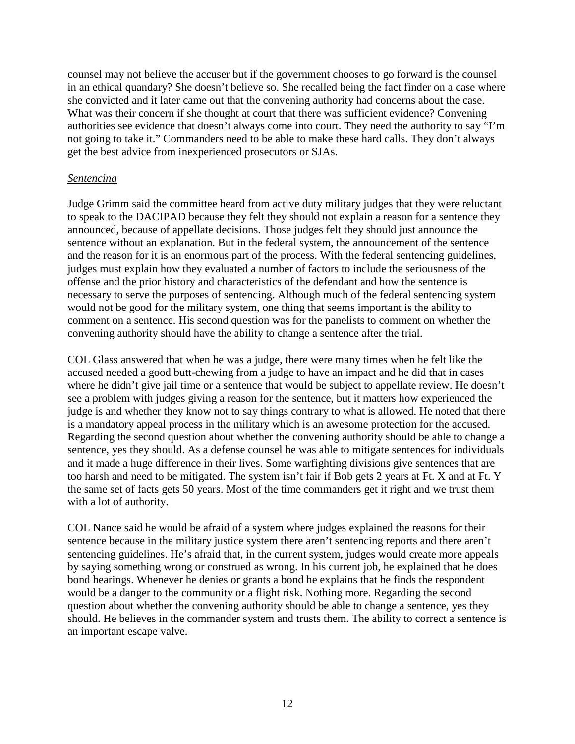counsel may not believe the accuser but if the government chooses to go forward is the counsel in an ethical quandary? She doesn't believe so. She recalled being the fact finder on a case where she convicted and it later came out that the convening authority had concerns about the case. What was their concern if she thought at court that there was sufficient evidence? Convening authorities see evidence that doesn't always come into court. They need the authority to say "I'm not going to take it." Commanders need to be able to make these hard calls. They don't always get the best advice from inexperienced prosecutors or SJAs.

*Sentencing*

Judge Grimm said the committee heard from active duty military judges that they were reluctant to speak to the DACIPAD because they felt they should not explain a reason for a sentence they announced, because of appellate decisions. Those judges felt they should just announce the sentence without an explanation. But in the federal system, the announcement of the sentence and the reason for it is an enormous part of the process. With the federal sentencing guidelines, judges must explain how they evaluated a number of factors to include the seriousness of the offense and the prior history and characteristics of the defendant and how the sentence is necessary to serve the purposes of sentencing. Although much of the federal sentencing system would not be good for the military system, one thing that seems important is the ability to comment on a sentence. His second question was for the panelists to comment on whether the convening authority should have the ability to change a sentence after the trial.

COL Glass answered that when he was a judge, there were many times when he felt like the accused needed a good butt-chewing from a judge to have an impact and he did that in cases where he didn't give jail time or a sentence that would be subject to appellate review. He doesn't see a problem with judges giving a reason for the sentence, but it matters how experienced the judge is and whether they know not to say things contrary to what is allowed. He noted that there is a mandatory appeal process in the military which is an awesome protection for the accused. Regarding the second question about whether the convening authority should be able to change a sentence, yes they should. As a defense counsel he was able to mitigate sentences for individuals and it made a huge difference in their lives. Some warfighting divisions give sentences that are too harsh and need to be mitigated. The system isn't fair if Bob gets 2 years at Ft. X and at Ft. Y the same set of facts gets 50 years. Most of the time commanders get it right and we trust them with a lot of authority.

COL Nance said he would be afraid of a system where judges explained the reasons for their sentence because in the military justice system there aren't sentencing reports and there aren't sentencing guidelines. He's afraid that, in the current system, judges would create more appeals by saying something wrong or construed as wrong. In his current job, he explained that he does bond hearings. Whenever he denies or grants a bond he explains that he finds the respondent would be a danger to the community or a flight risk. Nothing more. Regarding the second question about whether the convening authority should be able to change a sentence, yes they should. He believes in the commander system and trusts them. The ability to correct a sentence is an important escape valve.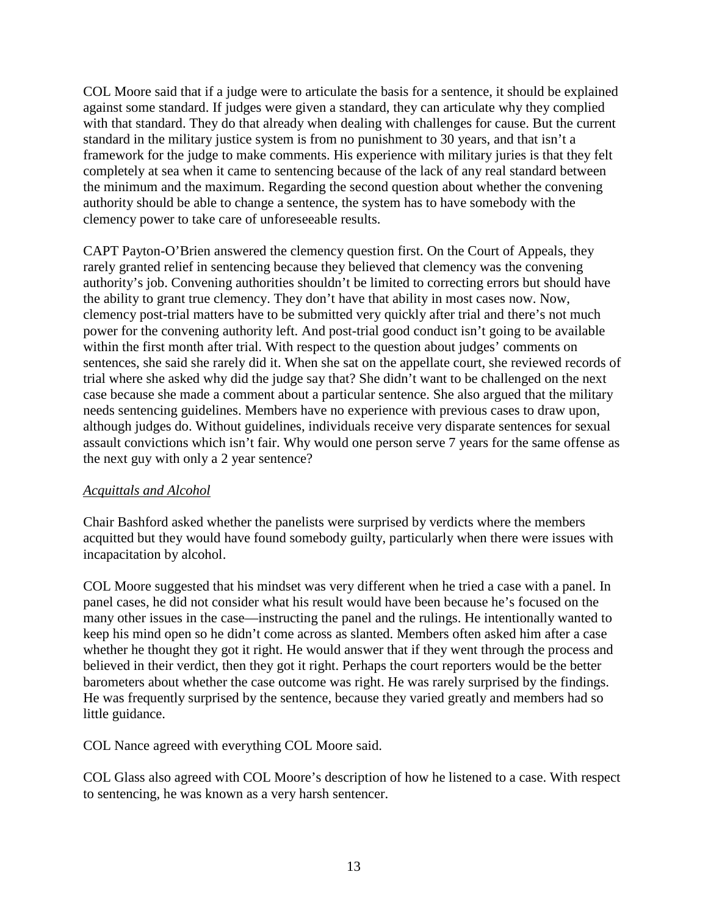COL Moore said that if a judge were to articulate the basis for a sentence, it should be explained against some standard. If judges were given a standard, they can articulate why they complied with that standard. They do that already when dealing with challenges for cause. But the current standard in the military justice system is from no punishment to 30 years, and that isn't a framework for the judge to make comments. His experience with military juries is that they felt completely at sea when it came to sentencing because of the lack of any real standard between the minimum and the maximum. Regarding the second question about whether the convening authority should be able to change a sentence, the system has to have somebody with the clemency power to take care of unforeseeable results.

CAPT Payton-O'Brien answered the clemency question first. On the Court of Appeals, they rarely granted relief in sentencing because they believed that clemency was the convening authority's job. Convening authorities shouldn't be limited to correcting errors but should have the ability to grant true clemency. They don't have that ability in most cases now. Now, clemency post-trial matters have to be submitted very quickly after trial and there's not much power for the convening authority left. And post-trial good conduct isn't going to be available within the first month after trial. With respect to the question about judges' comments on sentences, she said she rarely did it. When she sat on the appellate court, she reviewed records of trial where she asked why did the judge say that? She didn't want to be challenged on the next case because she made a comment about a particular sentence. She also argued that the military needs sentencing guidelines. Members have no experience with previous cases to draw upon, although judges do. Without guidelines, individuals receive very disparate sentences for sexual assault convictions which isn't fair. Why would one person serve 7 years for the same offense as the next guy with only a 2 year sentence?

_Acquittals and Alcohol_

Chair Bashford asked whether the panelists were surprised by verdicts where the members acquitted but they would have found somebody guilty, particularly when there were issues with incapacitation by alcohol.

COL Moore suggested that his mindset was very different when he tried a case with a panel. In panel cases, he did not consider what his result would have been because he's focused on the many other issues in the case—instructing the panel and the rulings. He intentionally wanted to keep his mind open so he didn't come across as slanted. Members often asked him after a case whether he thought they got it right. He would answer that if they went through the process and believed in their verdict, then they got it right. Perhaps the court reporters would be the better barometers about whether the case outcome was right. He was rarely surprised by the findings. He was frequently surprised by the sentence, because they varied greatly and members had so little guidance.

COL Nance agreed with everything COL Moore said.

COL Glass also agreed with COL Moore's description of how he listened to a case. With respect to sentencing, he was known as a very harsh sentencer.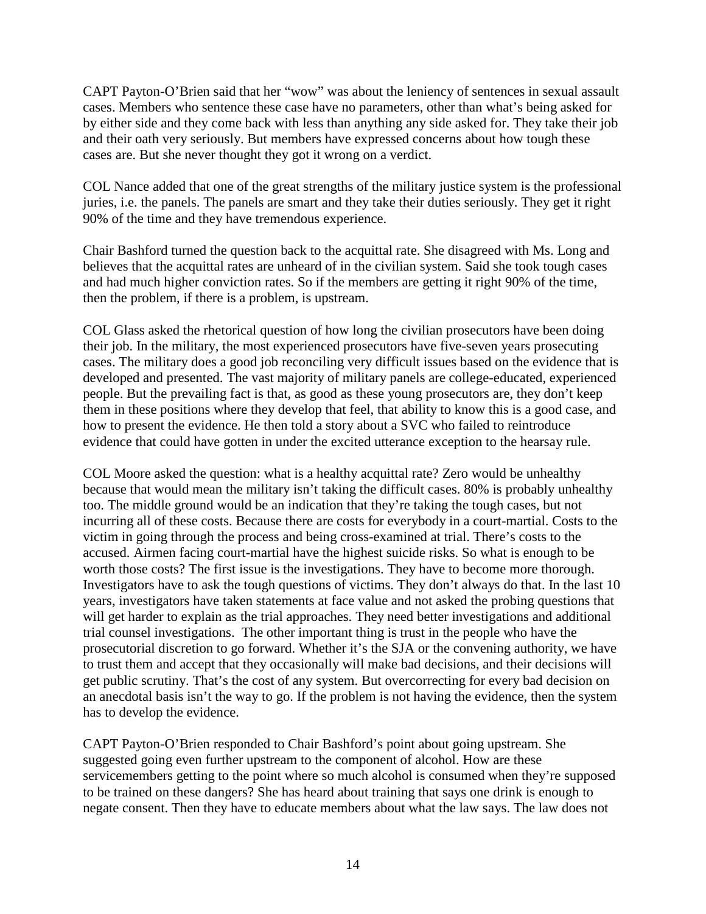CAPT Payton-O'Brien said that her "wow" was about the leniency of sentences in sexual assault cases. Members who sentence these case have no parameters, other than what's being asked for by either side and they come back with less than anything any side asked for. They take their job and their oath very seriously. But members have expressed concerns about how tough these cases are. But she never thought they got it wrong on a verdict.

COL Nance added that one of the great strengths of the military justice system is the professional juries, i.e. the panels. The panels are smart and they take their duties seriously. They get it right 90% of the time and they have tremendous experience.

Chair Bashford turned the question back to the acquittal rate. She disagreed with Ms. Long and believes that the acquittal rates are unheard of in the civilian system. Said she took tough cases and had much higher conviction rates. So if the members are getting it right 90% of the time, then the problem, if there is a problem, is upstream.

COL Glass asked the rhetorical question of how long the civilian prosecutors have been doing their job. In the military, the most experienced prosecutors have five-seven years prosecuting cases. The military does a good job reconciling very difficult issues based on the evidence that is developed and presented. The vast majority of military panels are college-educated, experienced people. But the prevailing fact is that, as good as these young prosecutors are, they don't keep them in these positions where they develop that feel, that ability to know this is a good case, and how to present the evidence. He then told a story about a SVC who failed to reintroduce evidence that could have gotten in under the excited utterance exception to the hearsay rule.

COL Moore asked the question: what is a healthy acquittal rate? Zero would be unhealthy because that would mean the military isn't taking the difficult cases. 80% is probably unhealthy too. The middle ground would be an indication that they're taking the tough cases, but not incurring all of these costs. Because there are costs for everybody in a court-martial. Costs to the victim in going through the process and being cross-examined at trial. There's costs to the accused. Airmen facing court-martial have the highest suicide risks. So what is enough to be worth those costs? The first issue is the investigations. They have to become more thorough. Investigators have to ask the tough questions of victims. They don't always do that. In the last 10 years, investigators have taken statements at face value and not asked the probing questions that will get harder to explain as the trial approaches. They need better investigations and additional trial counsel investigations. The other important thing is trust in the people who have the prosecutorial discretion to go forward. Whether it's the SJA or the convening authority, we have to trust them and accept that they occasionally will make bad decisions, and their decisions will get public scrutiny. That's the cost of any system. But overcorrecting for every bad decision on an anecdotal basis isn't the way to go. If the problem is not having the evidence, then the system has to develop the evidence.

CAPT Payton-O'Brien responded to Chair Bashford's point about going upstream. She suggested going even further upstream to the component of alcohol. How are these servicemembers getting to the point where so much alcohol is consumed when they're supposed to be trained on these dangers? She has heard about training that says one drink is enough to negate consent. Then they have to educate members about what the law says. The law does not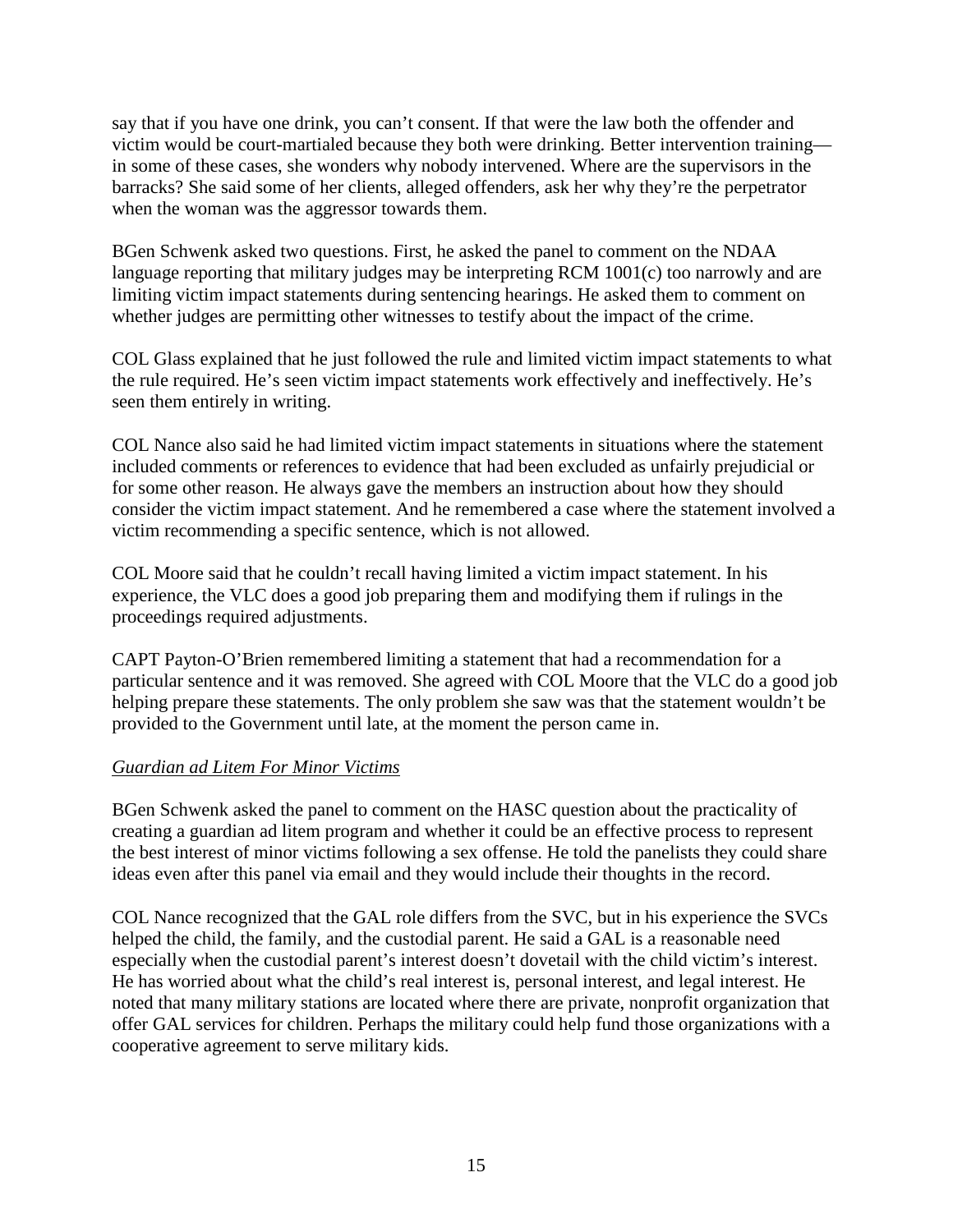say that if you have one drink, you can't consent. If that were the law both the offender and victim would be court-martialed because they both were drinking. Better intervention training—in some of these cases, she wonders why nobody intervened. Where are the supervisors in the barracks? She said some of her clients, alleged offenders, ask her why they're the perpetrator when the woman was the aggressor towards them.

BGen Schwenk asked two questions. First, he asked the panel to comment on the NDAA language reporting that military judges may be interpreting RCM 1001(c) too narrowly and are limiting victim impact statements during sentencing hearings. He asked them to comment on whether judges are permitting other witnesses to testify about the impact of the crime.

COL Glass explained that he just followed the rule and limited victim impact statements to what the rule required. He's seen victim impact statements work effectively and ineffectively. He's seen them entirely in writing.

COL Nance also said he had limited victim impact statements in situations where the statement included comments or references to evidence that had been excluded as unfairly prejudicial or for some other reason. He always gave the members an instruction about how they should consider the victim impact statement. And he remembered a case where the statement involved a victim recommending a specific sentence, which is not allowed.

COL Moore said that he couldn't recall having limited a victim impact statement. In his experience, the VLC does a good job preparing them and modifying them if rulings in the proceedings required adjustments.

CAPT Payton-O'Brien remembered limiting a statement that had a recommendation for a particular sentence and it was removed. She agreed with COL Moore that the VLC do a good job helping prepare these statements. The only problem she saw was that the statement wouldn't be provided to the Government until late, at the moment the person came in.

*Guardian ad Litem For Minor Victims*

BGen Schwenk asked the panel to comment on the HASC question about the practicality of creating a guardian ad litem program and whether it could be an effective process to represent the best interest of minor victims following a sex offense. He told the panelists they could share ideas even after this panel via email and they would include their thoughts in the record.

COL Nance recognized that the GAL role differs from the SVC, but in his experience the SVCs helped the child, the family, and the custodial parent. He said a GAL is a reasonable need especially when the custodial parent's interest doesn't dovetail with the child victim's interest. He has worried about what the child's real interest is, personal interest, and legal interest. He noted that many military stations are located where there are private, nonprofit organization that offer GAL services for children. Perhaps the military could help fund those organizations with a cooperative agreement to serve military kids.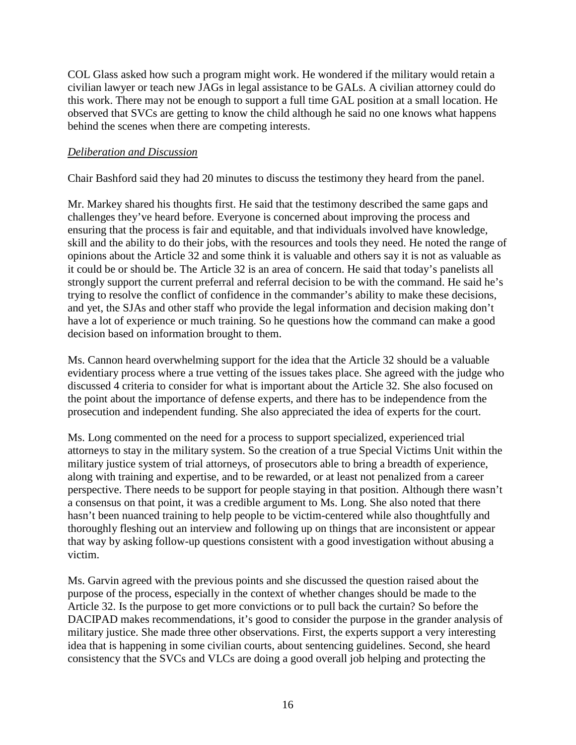COL Glass asked how such a program might work. He wondered if the military would retain a civilian lawyer or teach new JAGs in legal assistance to be GALs. A civilian attorney could do this work. There may not be enough to support a full time GAL position at a small location. He observed that SVCs are getting to know the child although he said no one knows what happens behind the scenes when there are competing interests.

*Deliberation and Discussion*

Chair Bashford said they had 20 minutes to discuss the testimony they heard from the panel.

Mr. Markey shared his thoughts first. He said that the testimony described the same gaps and challenges they've heard before. Everyone is concerned about improving the process and ensuring that the process is fair and equitable, and that individuals involved have knowledge, skill and the ability to do their jobs, with the resources and tools they need. He noted the range of opinions about the Article 32 and some think it is valuable and others say it is not as valuable as it could be or should be. The Article 32 is an area of concern. He said that today's panelists all strongly support the current preferral and referral decision to be with the command. He said he's trying to resolve the conflict of confidence in the commander's ability to make these decisions, and yet, the SJAs and other staff who provide the legal information and decision making don't have a lot of experience or much training. So he questions how the command can make a good decision based on information brought to them.

Ms. Cannon heard overwhelming support for the idea that the Article 32 should be a valuable evidentiary process where a true vetting of the issues takes place. She agreed with the judge who discussed 4 criteria to consider for what is important about the Article 32. She also focused on the point about the importance of defense experts, and there has to be independence from the prosecution and independent funding. She also appreciated the idea of experts for the court.

Ms. Long commented on the need for a process to support specialized, experienced trial attorneys to stay in the military system. So the creation of a true Special Victims Unit within the military justice system of trial attorneys, of prosecutors able to bring a breadth of experience, along with training and expertise, and to be rewarded, or at least not penalized from a career perspective. There needs to be support for people staying in that position. Although there wasn't a consensus on that point, it was a credible argument to Ms. Long. She also noted that there hasn't been nuanced training to help people to be victim-centered while also thoughtfully and thoroughly fleshing out an interview and following up on things that are inconsistent or appear that way by asking follow-up questions consistent with a good investigation without abusing a victim.

Ms. Garvin agreed with the previous points and she discussed the question raised about the purpose of the process, especially in the context of whether changes should be made to the Article 32. Is the purpose to get more convictions or to pull back the curtain? So before the DACIPAD makes recommendations, it's good to consider the purpose in the grander analysis of military justice. She made three other observations. First, the experts support a very interesting idea that is happening in some civilian courts, about sentencing guidelines. Second, she heard consistency that the SVCs and VLCs are doing a good overall job helping and protecting the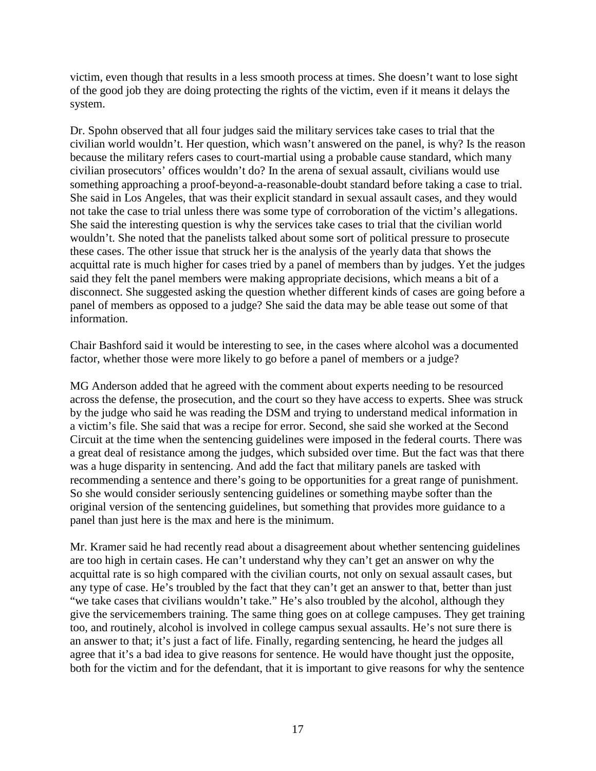victim, even though that results in a less smooth process at times. She doesn't want to lose sight of the good job they are doing protecting the rights of the victim, even if it means it delays the system.

Dr. Spohn observed that all four judges said the military services take cases to trial that the civilian world wouldn't. Her question, which wasn't answered on the panel, is why? Is the reason because the military refers cases to court-martial using a probable cause standard, which many civilian prosecutors' offices wouldn't do? In the arena of sexual assault, civilians would use something approaching a proof-beyond-a-reasonable-doubt standard before taking a case to trial. She said in Los Angeles, that was their explicit standard in sexual assault cases, and they would not take the case to trial unless there was some type of corroboration of the victim's allegations. She said the interesting question is why the services take cases to trial that the civilian world wouldn't. She noted that the panelists talked about some sort of political pressure to prosecute these cases. The other issue that struck her is the analysis of the yearly data that shows the acquittal rate is much higher for cases tried by a panel of members than by judges. Yet the judges said they felt the panel members were making appropriate decisions, which means a bit of a disconnect. She suggested asking the question whether different kinds of cases are going before a panel of members as opposed to a judge? She said the data may be able tease out some of that information.

Chair Bashford said it would be interesting to see, in the cases where alcohol was a documented factor, whether those were more likely to go before a panel of members or a judge?

MG Anderson added that he agreed with the comment about experts needing to be resourced across the defense, the prosecution, and the court so they have access to experts. Shee was struck by the judge who said he was reading the DSM and trying to understand medical information in a victim's file. She said that was a recipe for error. Second, she said she worked at the Second Circuit at the time when the sentencing guidelines were imposed in the federal courts. There was a great deal of resistance among the judges, which subsided over time. But the fact was that there was a huge disparity in sentencing. And add the fact that military panels are tasked with recommending a sentence and there's going to be opportunities for a great range of punishment. So she would consider seriously sentencing guidelines or something maybe softer than the original version of the sentencing guidelines, but something that provides more guidance to a panel than just here is the max and here is the minimum.

Mr. Kramer said he had recently read about a disagreement about whether sentencing guidelines are too high in certain cases. He can't understand why they can't get an answer on why the acquittal rate is so high compared with the civilian courts, not only on sexual assault cases, but any type of case. He's troubled by the fact that they can't get an answer to that, better than just "we take cases that civilians wouldn't take." He's also troubled by the alcohol, although they give the servicemembers training. The same thing goes on at college campuses. They get training too, and routinely, alcohol is involved in college campus sexual assaults. He's not sure there is an answer to that; it's just a fact of life. Finally, regarding sentencing, he heard the judges all agree that it's a bad idea to give reasons for sentence. He would have thought just the opposite, both for the victim and for the defendant, that it is important to give reasons for why the sentence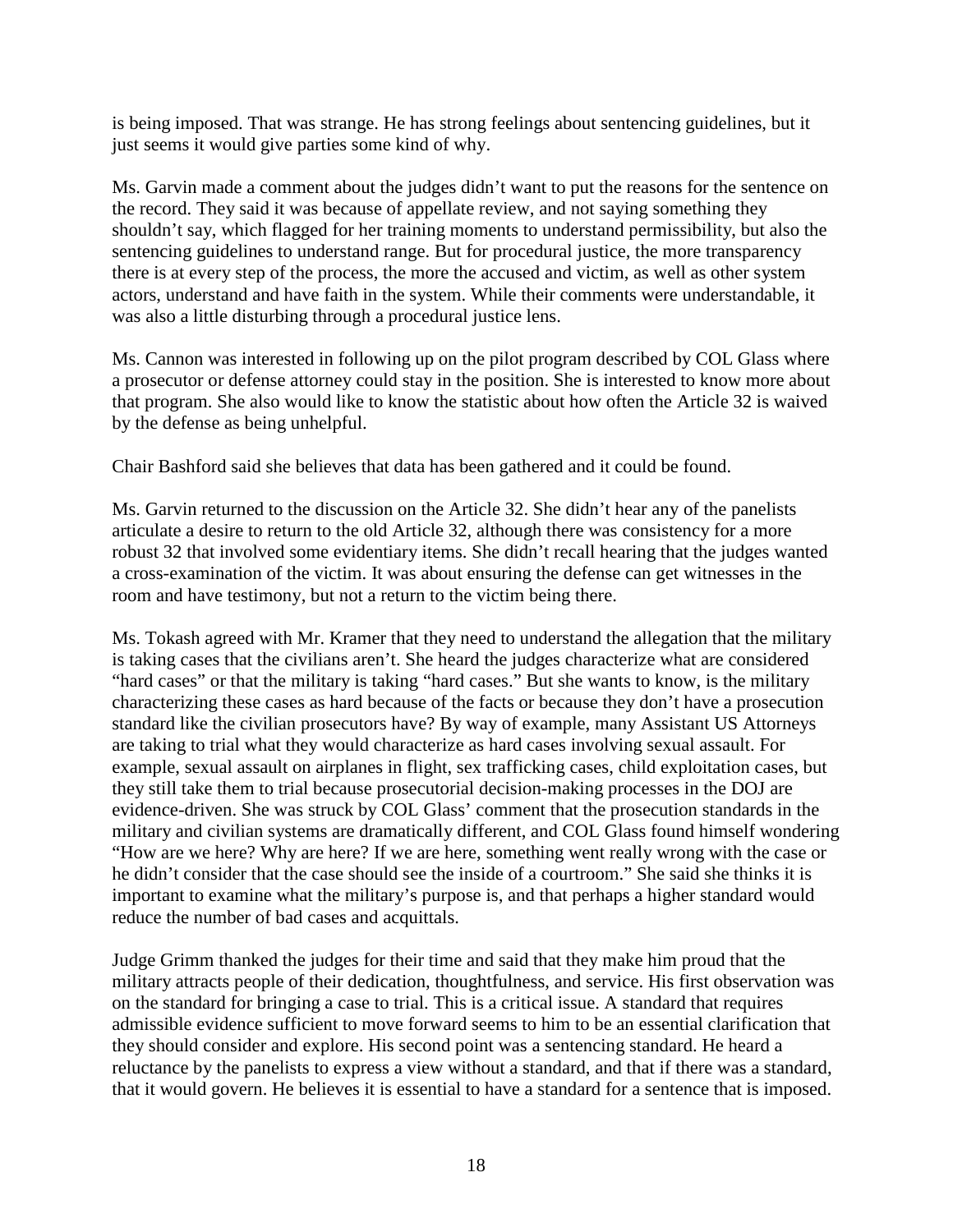is being imposed. That was strange. He has strong feelings about sentencing guidelines, but it just seems it would give parties some kind of why.

Ms. Garvin made a comment about the judges didn't want to put the reasons for the sentence on the record. They said it was because of appellate review, and not saying something they shouldn't say, which flagged for her training moments to understand permissibility, but also the sentencing guidelines to understand range. But for procedural justice, the more transparency there is at every step of the process, the more the accused and victim, as well as other system actors, understand and have faith in the system. While their comments were understandable, it was also a little disturbing through a procedural justice lens.

Ms. Cannon was interested in following up on the pilot program described by COL Glass where a prosecutor or defense attorney could stay in the position. She is interested to know more about that program. She also would like to know the statistic about how often the Article 32 is waived by the defense as being unhelpful.

Chair Bashford said she believes that data has been gathered and it could be found.

Ms. Garvin returned to the discussion on the Article 32. She didn't hear any of the panelists articulate a desire to return to the old Article 32, although there was consistency for a more robust 32 that involved some evidentiary items. She didn't recall hearing that the judges wanted a cross-examination of the victim. It was about ensuring the defense can get witnesses in the room and have testimony, but not a return to the victim being there.

Ms. Tokash agreed with Mr. Kramer that they need to understand the allegation that the military is taking cases that the civilians aren't. She heard the judges characterize what are considered "hard cases" or that the military is taking "hard cases." But she wants to know, is the military characterizing these cases as hard because of the facts or because they don't have a prosecution standard like the civilian prosecutors have? By way of example, many Assistant US Attorneys are taking to trial what they would characterize as hard cases involving sexual assault. For example, sexual assault on airplanes in flight, sex trafficking cases, child exploitation cases, but they still take them to trial because prosecutorial decision-making processes in the DOJ are evidence-driven. She was struck by COL Glass' comment that the prosecution standards in the military and civilian systems are dramatically different, and COL Glass found himself wondering "How are we here? Why are here? If we are here, something went really wrong with the case or he didn't consider that the case should see the inside of a courtroom." She said she thinks it is important to examine what the military's purpose is, and that perhaps a higher standard would reduce the number of bad cases and acquittals.

Judge Grimm thanked the judges for their time and said that they make him proud that the military attracts people of their dedication, thoughtfulness, and service. His first observation was on the standard for bringing a case to trial. This is a critical issue. A standard that requires admissible evidence sufficient to move forward seems to him to be an essential clarification that they should consider and explore. His second point was a sentencing standard. He heard a reluctance by the panelists to express a view without a standard, and that if there was a standard, that it would govern. He believes it is essential to have a standard for a sentence that is imposed.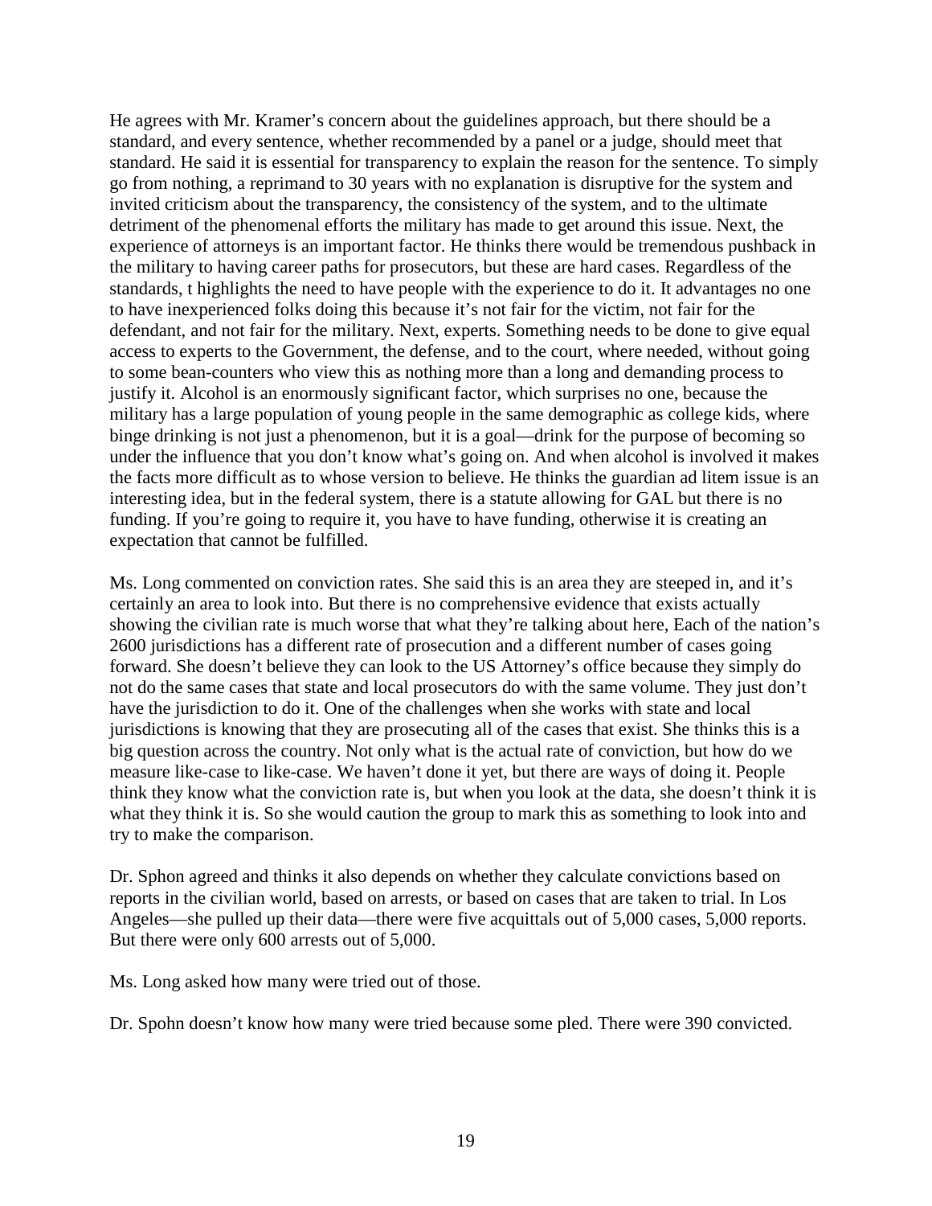He agrees with Mr. Kramer's concern about the guidelines approach, but there should be a standard, and every sentence, whether recommended by a panel or a judge, should meet that standard. He said it is essential for transparency to explain the reason for the sentence. To simply go from nothing, a reprimand to 30 years with no explanation is disruptive for the system and invited criticism about the transparency, the consistency of the system, and to the ultimate detriment of the phenomenal efforts the military has made to get around this issue. Next, the experience of attorneys is an important factor. He thinks there would be tremendous pushback in the military to having career paths for prosecutors, but these are hard cases. Regardless of the standards, t highlights the need to have people with the experience to do it. It advantages no one to have inexperienced folks doing this because it's not fair for the victim, not fair for the defendant, and not fair for the military. Next, experts. Something needs to be done to give equal access to experts to the Government, the defense, and to the court, where needed, without going to some bean-counters who view this as nothing more than a long and demanding process to justify it. Alcohol is an enormously significant factor, which surprises no one, because the military has a large population of young people in the same demographic as college kids, where binge drinking is not just a phenomenon, but it is a goal—drink for the purpose of becoming so under the influence that you don't know what's going on. And when alcohol is involved it makes the facts more difficult as to whose version to believe. He thinks the guardian ad litem issue is an interesting idea, but in the federal system, there is a statute allowing for GAL but there is no funding. If you're going to require it, you have to have funding, otherwise it is creating an expectation that cannot be fulfilled.

Ms. Long commented on conviction rates. She said this is an area they are steeped in, and it's certainly an area to look into. But there is no comprehensive evidence that exists actually showing the civilian rate is much worse that what they're talking about here, Each of the nation's 2600 jurisdictions has a different rate of prosecution and a different number of cases going forward. She doesn't believe they can look to the US Attorney's office because they simply do not do the same cases that state and local prosecutors do with the same volume. They just don't have the jurisdiction to do it. One of the challenges when she works with state and local jurisdictions is knowing that they are prosecuting all of the cases that exist. She thinks this is a big question across the country. Not only what is the actual rate of conviction, but how do we measure like-case to like-case. We haven't done it yet, but there are ways of doing it. People think they know what the conviction rate is, but when you look at the data, she doesn't think it is what they think it is. So she would caution the group to mark this as something to look into and try to make the comparison.

Dr. Sphon agreed and thinks it also depends on whether they calculate convictions based on reports in the civilian world, based on arrests, or based on cases that are taken to trial. In Los Angeles—she pulled up their data—there were five acquittals out of 5,000 cases, 5,000 reports. But there were only 600 arrests out of 5,000.

Ms. Long asked how many were tried out of those.

Dr. Spohn doesn't know how many were tried because some pled. There were 390 convicted.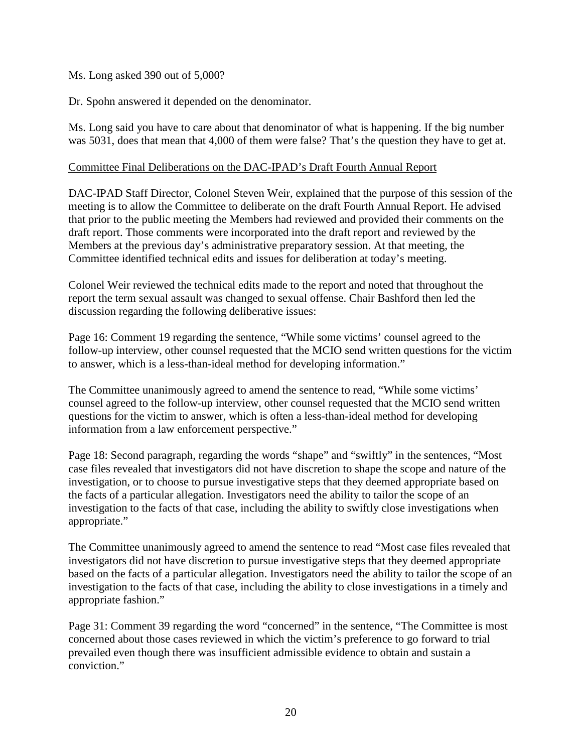Ms. Long asked 390 out of 5,000?

Dr. Spohn answered it depended on the denominator.

Ms. Long said you have to care about that denominator of what is happening. If the big number was 5031, does that mean that 4,000 of them were false? That's the question they have to get at.

<u>Committee Final Deliberations on the DAC-IPAD's Draft Fourth Annual Report</u>

DAC-IPAD Staff Director, Colonel Steven Weir, explained that the purpose of this session of the meeting is to allow the Committee to deliberate on the draft Fourth Annual Report. He advised that prior to the public meeting the Members had reviewed and provided their comments on the draft report. Those comments were incorporated into the draft report and reviewed by the Members at the previous day's administrative preparatory session. At that meeting, the Committee identified technical edits and issues for deliberation at today's meeting.

Colonel Weir reviewed the technical edits made to the report and noted that throughout the report the term sexual assault was changed to sexual offense. Chair Bashford then led the discussion regarding the following deliberative issues:

Page 16: Comment 19 regarding the sentence, "While some victims' counsel agreed to the follow-up interview, other counsel requested that the MCIO send written questions for the victim to answer, which is a less-than-ideal method for developing information."

The Committee unanimously agreed to amend the sentence to read, "While some victims' counsel agreed to the follow-up interview, other counsel requested that the MCIO send written questions for the victim to answer, which is often a less-than-ideal method for developing information from a law enforcement perspective."

Page 18: Second paragraph, regarding the words "shape" and "swiftly" in the sentences, "Most case files revealed that investigators did not have discretion to shape the scope and nature of the investigation, or to choose to pursue investigative steps that they deemed appropriate based on the facts of a particular allegation. Investigators need the ability to tailor the scope of an investigation to the facts of that case, including the ability to swiftly close investigations when appropriate."

The Committee unanimously agreed to amend the sentence to read "Most case files revealed that investigators did not have discretion to pursue investigative steps that they deemed appropriate based on the facts of a particular allegation. Investigators need the ability to tailor the scope of an investigation to the facts of that case, including the ability to close investigations in a timely and appropriate fashion."

Page 31: Comment 39 regarding the word "concerned" in the sentence, "The Committee is most concerned about those cases reviewed in which the victim's preference to go forward to trial prevailed even though there was insufficient admissible evidence to obtain and sustain a conviction."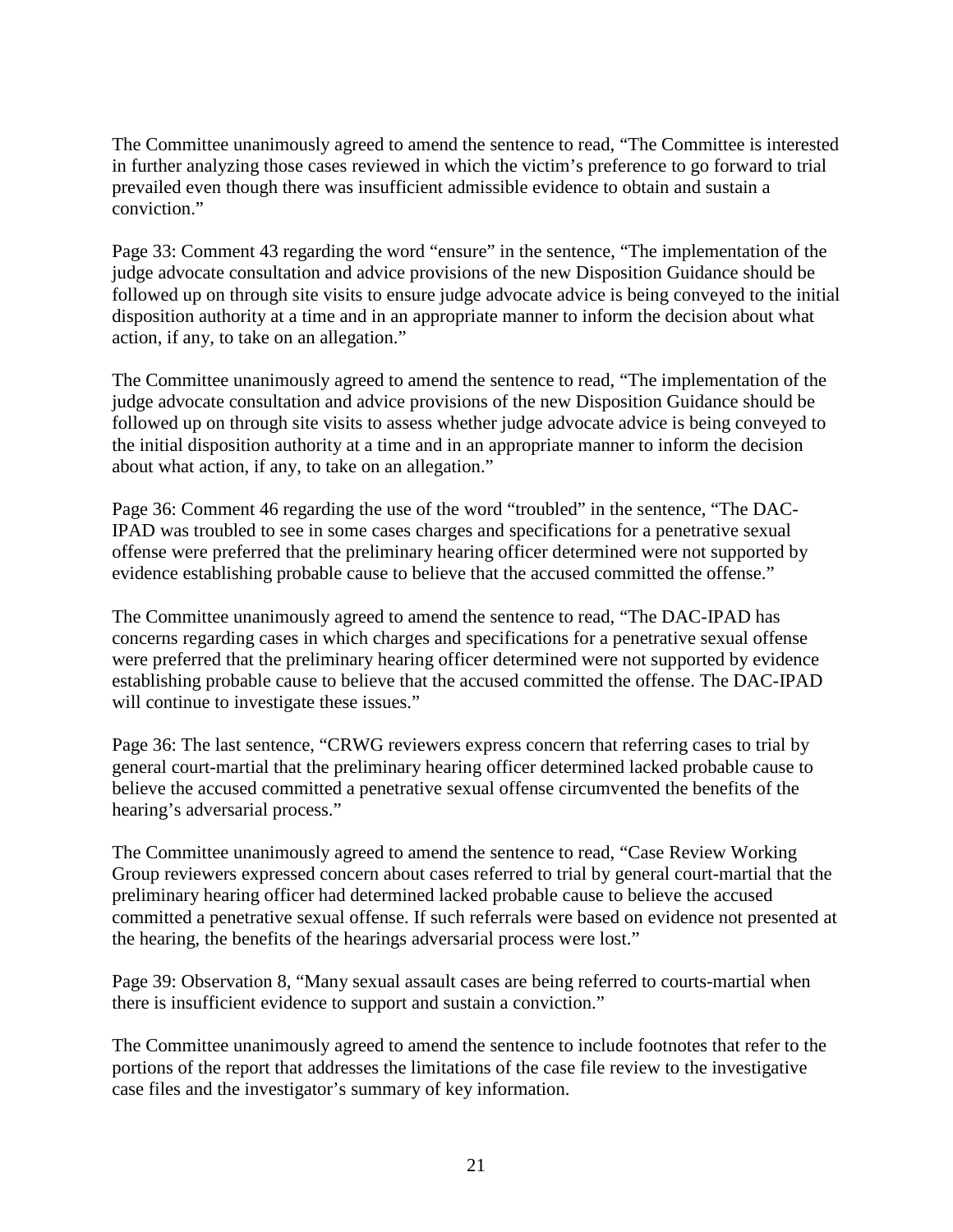The Committee unanimously agreed to amend the sentence to read, "The Committee is interested in further analyzing those cases reviewed in which the victim's preference to go forward to trial prevailed even though there was insufficient admissible evidence to obtain and sustain a conviction."

Page 33: Comment 43 regarding the word "ensure" in the sentence, "The implementation of the judge advocate consultation and advice provisions of the new Disposition Guidance should be followed up on through site visits to ensure judge advocate advice is being conveyed to the initial disposition authority at a time and in an appropriate manner to inform the decision about what action, if any, to take on an allegation."

The Committee unanimously agreed to amend the sentence to read, "The implementation of the judge advocate consultation and advice provisions of the new Disposition Guidance should be followed up on through site visits to assess whether judge advocate advice is being conveyed to the initial disposition authority at a time and in an appropriate manner to inform the decision about what action, if any, to take on an allegation."

Page 36: Comment 46 regarding the use of the word "troubled" in the sentence, "The DAC-IPAD was troubled to see in some cases charges and specifications for a penetrative sexual offense were preferred that the preliminary hearing officer determined were not supported by evidence establishing probable cause to believe that the accused committed the offense."

The Committee unanimously agreed to amend the sentence to read, "The DAC-IPAD has concerns regarding cases in which charges and specifications for a penetrative sexual offense were preferred that the preliminary hearing officer determined were not supported by evidence establishing probable cause to believe that the accused committed the offense. The DAC-IPAD will continue to investigate these issues."

Page 36: The last sentence, "CRWG reviewers express concern that referring cases to trial by general court-martial that the preliminary hearing officer determined lacked probable cause to believe the accused committed a penetrative sexual offense circumvented the benefits of the hearing's adversarial process."

The Committee unanimously agreed to amend the sentence to read, "Case Review Working Group reviewers expressed concern about cases referred to trial by general court-martial that the preliminary hearing officer had determined lacked probable cause to believe the accused committed a penetrative sexual offense. If such referrals were based on evidence not presented at the hearing, the benefits of the hearings adversarial process were lost."

Page 39: Observation 8, "Many sexual assault cases are being referred to courts-martial when there is insufficient evidence to support and sustain a conviction."

The Committee unanimously agreed to amend the sentence to include footnotes that refer to the portions of the report that addresses the limitations of the case file review to the investigative case files and the investigator's summary of key information.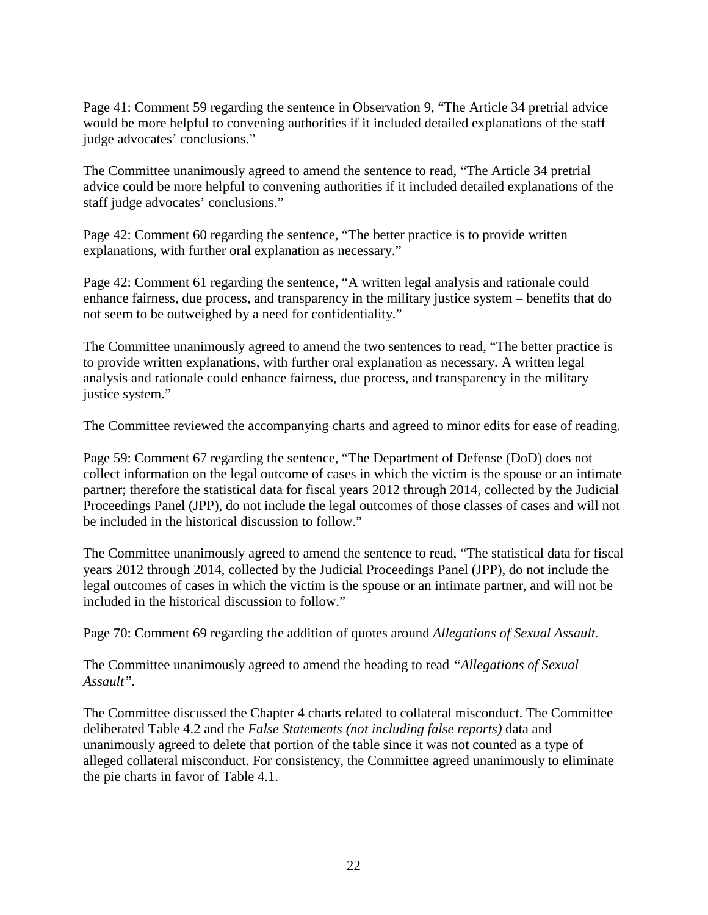Page 41: Comment 59 regarding the sentence in Observation 9, "The Article 34 pretrial advice would be more helpful to convening authorities if it included detailed explanations of the staff judge advocates' conclusions."

The Committee unanimously agreed to amend the sentence to read, "The Article 34 pretrial advice could be more helpful to convening authorities if it included detailed explanations of the staff judge advocates' conclusions."

Page 42: Comment 60 regarding the sentence, "The better practice is to provide written explanations, with further oral explanation as necessary."

Page 42: Comment 61 regarding the sentence, "A written legal analysis and rationale could enhance fairness, due process, and transparency in the military justice system – benefits that do not seem to be outweighed by a need for confidentiality."

The Committee unanimously agreed to amend the two sentences to read, "The better practice is to provide written explanations, with further oral explanation as necessary. A written legal analysis and rationale could enhance fairness, due process, and transparency in the military justice system."

The Committee reviewed the accompanying charts and agreed to minor edits for ease of reading.

Page 59: Comment 67 regarding the sentence, "The Department of Defense (DoD) does not collect information on the legal outcome of cases in which the victim is the spouse or an intimate partner; therefore the statistical data for fiscal years 2012 through 2014, collected by the Judicial Proceedings Panel (JPP), do not include the legal outcomes of those classes of cases and will not be included in the historical discussion to follow."

The Committee unanimously agreed to amend the sentence to read, "The statistical data for fiscal years 2012 through 2014, collected by the Judicial Proceedings Panel (JPP), do not include the legal outcomes of cases in which the victim is the spouse or an intimate partner, and will not be included in the historical discussion to follow."

Page 70: Comment 69 regarding the addition of quotes around *Allegations of Sexual Assault.*

The Committee unanimously agreed to amend the heading to read *"Allegations of Sexual Assault"*.

The Committee discussed the Chapter 4 charts related to collateral misconduct. The Committee deliberated Table 4.2 and the *False Statements (not including false reports)* data and unanimously agreed to delete that portion of the table since it was not counted as a type of alleged collateral misconduct. For consistency, the Committee agreed unanimously to eliminate the pie charts in favor of Table 4.1.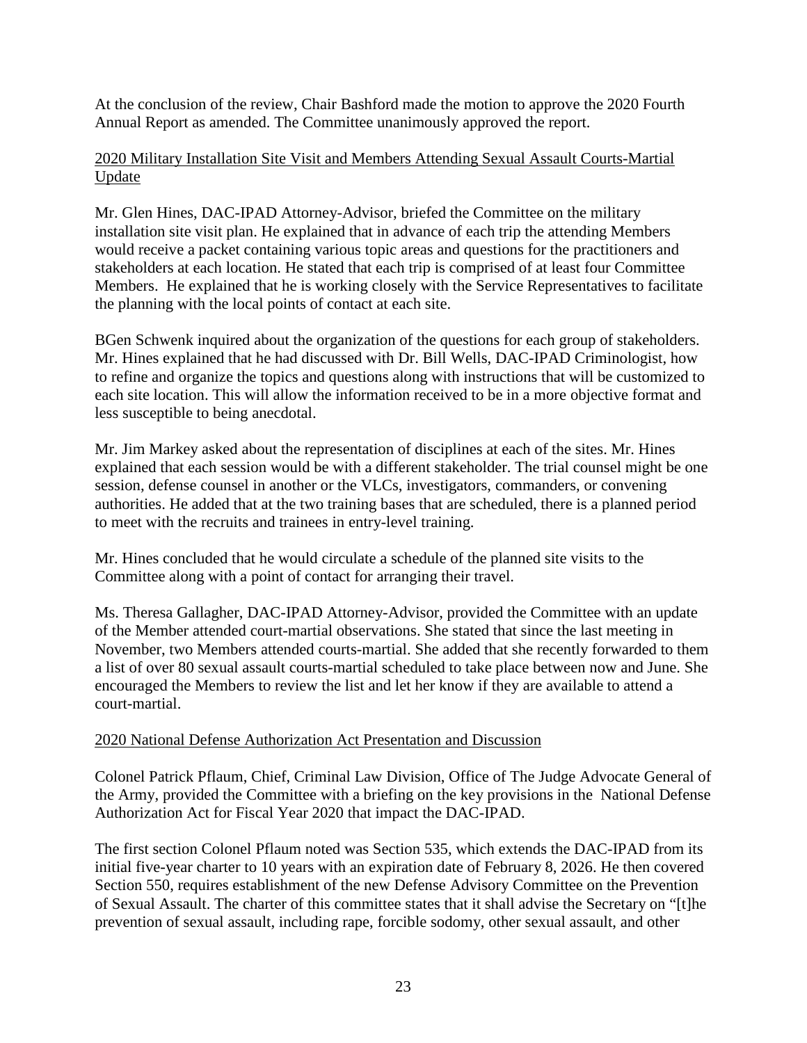At the conclusion of the review, Chair Bashford made the motion to approve the 2020 Fourth Annual Report as amended. The Committee unanimously approved the report.

<u>2020 Military Installation Site Visit and Members Attending Sexual Assault Courts-Martial Update</u>

Mr. Glen Hines, DAC-IPAD Attorney-Advisor, briefed the Committee on the military installation site visit plan. He explained that in advance of each trip the attending Members would receive a packet containing various topic areas and questions for the practitioners and stakeholders at each location. He stated that each trip is comprised of at least four Committee Members. He explained that he is working closely with the Service Representatives to facilitate the planning with the local points of contact at each site.

BGen Schwenk inquired about the organization of the questions for each group of stakeholders. Mr. Hines explained that he had discussed with Dr. Bill Wells, DAC-IPAD Criminologist, how to refine and organize the topics and questions along with instructions that will be customized to each site location. This will allow the information received to be in a more objective format and less susceptible to being anecdotal.

Mr. Jim Markey asked about the representation of disciplines at each of the sites. Mr. Hines explained that each session would be with a different stakeholder. The trial counsel might be one session, defense counsel in another or the VLCs, investigators, commanders, or convening authorities. He added that at the two training bases that are scheduled, there is a planned period to meet with the recruits and trainees in entry-level training.

Mr. Hines concluded that he would circulate a schedule of the planned site visits to the Committee along with a point of contact for arranging their travel.

Ms. Theresa Gallagher, DAC-IPAD Attorney-Advisor, provided the Committee with an update of the Member attended court-martial observations. She stated that since the last meeting in November, two Members attended courts-martial. She added that she recently forwarded to them a list of over 80 sexual assault courts-martial scheduled to take place between now and June. She encouraged the Members to review the list and let her know if they are available to attend a court-martial.

<u>2020 National Defense Authorization Act Presentation and Discussion</u>

Colonel Patrick Pflaum, Chief, Criminal Law Division, Office of The Judge Advocate General of the Army, provided the Committee with a briefing on the key provisions in the National Defense Authorization Act for Fiscal Year 2020 that impact the DAC-IPAD.

The first section Colonel Pflaum noted was Section 535, which extends the DAC-IPAD from its initial five-year charter to 10 years with an expiration date of February 8, 2026. He then covered Section 550, requires establishment of the new Defense Advisory Committee on the Prevention of Sexual Assault. The charter of this committee states that it shall advise the Secretary on "[t]he prevention of sexual assault, including rape, forcible sodomy, other sexual assault, and other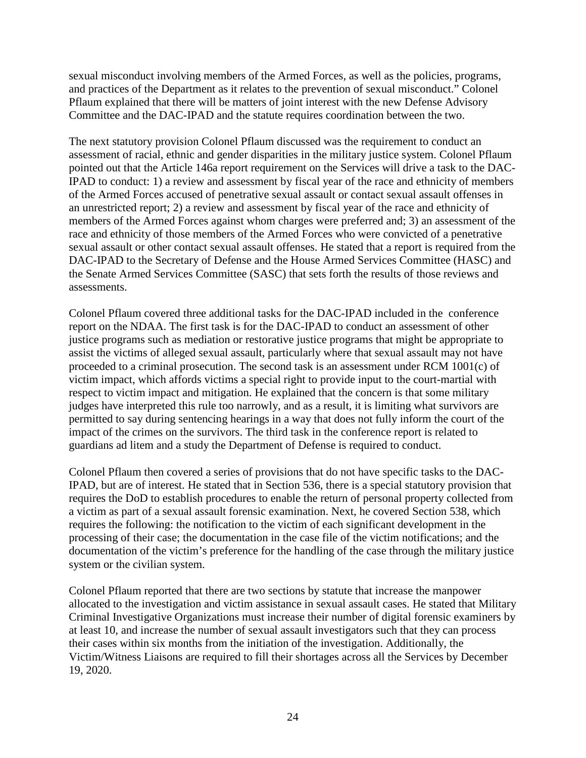sexual misconduct involving members of the Armed Forces, as well as the policies, programs, and practices of the Department as it relates to the prevention of sexual misconduct." Colonel Pflaum explained that there will be matters of joint interest with the new Defense Advisory Committee and the DAC-IPAD and the statute requires coordination between the two.

The next statutory provision Colonel Pflaum discussed was the requirement to conduct an assessment of racial, ethnic and gender disparities in the military justice system. Colonel Pflaum pointed out that the Article 146a report requirement on the Services will drive a task to the DAC-IPAD to conduct: 1) a review and assessment by fiscal year of the race and ethnicity of members of the Armed Forces accused of penetrative sexual assault or contact sexual assault offenses in an unrestricted report; 2) a review and assessment by fiscal year of the race and ethnicity of members of the Armed Forces against whom charges were preferred and; 3) an assessment of the race and ethnicity of those members of the Armed Forces who were convicted of a penetrative sexual assault or other contact sexual assault offenses. He stated that a report is required from the DAC-IPAD to the Secretary of Defense and the House Armed Services Committee (HASC) and the Senate Armed Services Committee (SASC) that sets forth the results of those reviews and assessments.

Colonel Pflaum covered three additional tasks for the DAC-IPAD included in the conference report on the NDAA. The first task is for the DAC-IPAD to conduct an assessment of other justice programs such as mediation or restorative justice programs that might be appropriate to assist the victims of alleged sexual assault, particularly where that sexual assault may not have proceeded to a criminal prosecution. The second task is an assessment under RCM 1001(c) of victim impact, which affords victims a special right to provide input to the court-martial with respect to victim impact and mitigation. He explained that the concern is that some military judges have interpreted this rule too narrowly, and as a result, it is limiting what survivors are permitted to say during sentencing hearings in a way that does not fully inform the court of the impact of the crimes on the survivors. The third task in the conference report is related to guardians ad litem and a study the Department of Defense is required to conduct.

Colonel Pflaum then covered a series of provisions that do not have specific tasks to the DAC-IPAD, but are of interest. He stated that in Section 536, there is a special statutory provision that requires the DoD to establish procedures to enable the return of personal property collected from a victim as part of a sexual assault forensic examination. Next, he covered Section 538, which requires the following: the notification to the victim of each significant development in the processing of their case; the documentation in the case file of the victim notifications; and the documentation of the victim's preference for the handling of the case through the military justice system or the civilian system.

Colonel Pflaum reported that there are two sections by statute that increase the manpower allocated to the investigation and victim assistance in sexual assault cases. He stated that Military Criminal Investigative Organizations must increase their number of digital forensic examiners by at least 10, and increase the number of sexual assault investigators such that they can process their cases within six months from the initiation of the investigation. Additionally, the Victim/Witness Liaisons are required to fill their shortages across all the Services by December 19, 2020.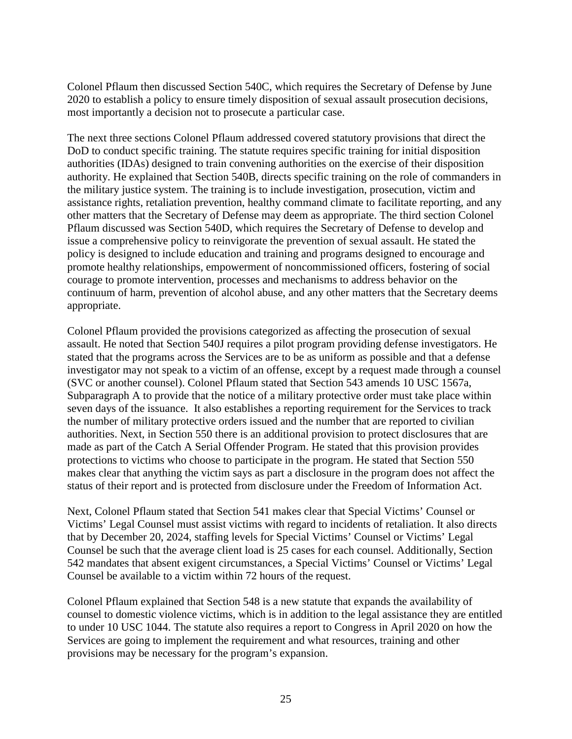Colonel Pflaum then discussed Section 540C, which requires the Secretary of Defense by June 2020 to establish a policy to ensure timely disposition of sexual assault prosecution decisions, most importantly a decision not to prosecute a particular case.

The next three sections Colonel Pflaum addressed covered statutory provisions that direct the DoD to conduct specific training. The statute requires specific training for initial disposition authorities (IDAs) designed to train convening authorities on the exercise of their disposition authority. He explained that Section 540B, directs specific training on the role of commanders in the military justice system. The training is to include investigation, prosecution, victim and assistance rights, retaliation prevention, healthy command climate to facilitate reporting, and any other matters that the Secretary of Defense may deem as appropriate. The third section Colonel Pflaum discussed was Section 540D, which requires the Secretary of Defense to develop and issue a comprehensive policy to reinvigorate the prevention of sexual assault. He stated the policy is designed to include education and training and programs designed to encourage and promote healthy relationships, empowerment of noncommissioned officers, fostering of social courage to promote intervention, processes and mechanisms to address behavior on the continuum of harm, prevention of alcohol abuse, and any other matters that the Secretary deems appropriate.

Colonel Pflaum provided the provisions categorized as affecting the prosecution of sexual assault. He noted that Section 540J requires a pilot program providing defense investigators. He stated that the programs across the Services are to be as uniform as possible and that a defense investigator may not speak to a victim of an offense, except by a request made through a counsel (SVC or another counsel). Colonel Pflaum stated that Section 543 amends 10 USC 1567a, Subparagraph A to provide that the notice of a military protective order must take place within seven days of the issuance. It also establishes a reporting requirement for the Services to track the number of military protective orders issued and the number that are reported to civilian authorities. Next, in Section 550 there is an additional provision to protect disclosures that are made as part of the Catch A Serial Offender Program. He stated that this provision provides protections to victims who choose to participate in the program. He stated that Section 550 makes clear that anything the victim says as part a disclosure in the program does not affect the status of their report and is protected from disclosure under the Freedom of Information Act.

Next, Colonel Pflaum stated that Section 541 makes clear that Special Victims' Counsel or Victims' Legal Counsel must assist victims with regard to incidents of retaliation. It also directs that by December 20, 2024, staffing levels for Special Victims' Counsel or Victims' Legal Counsel be such that the average client load is 25 cases for each counsel. Additionally, Section 542 mandates that absent exigent circumstances, a Special Victims' Counsel or Victims' Legal Counsel be available to a victim within 72 hours of the request.

Colonel Pflaum explained that Section 548 is a new statute that expands the availability of counsel to domestic violence victims, which is in addition to the legal assistance they are entitled to under 10 USC 1044. The statute also requires a report to Congress in April 2020 on how the Services are going to implement the requirement and what resources, training and other provisions may be necessary for the program's expansion.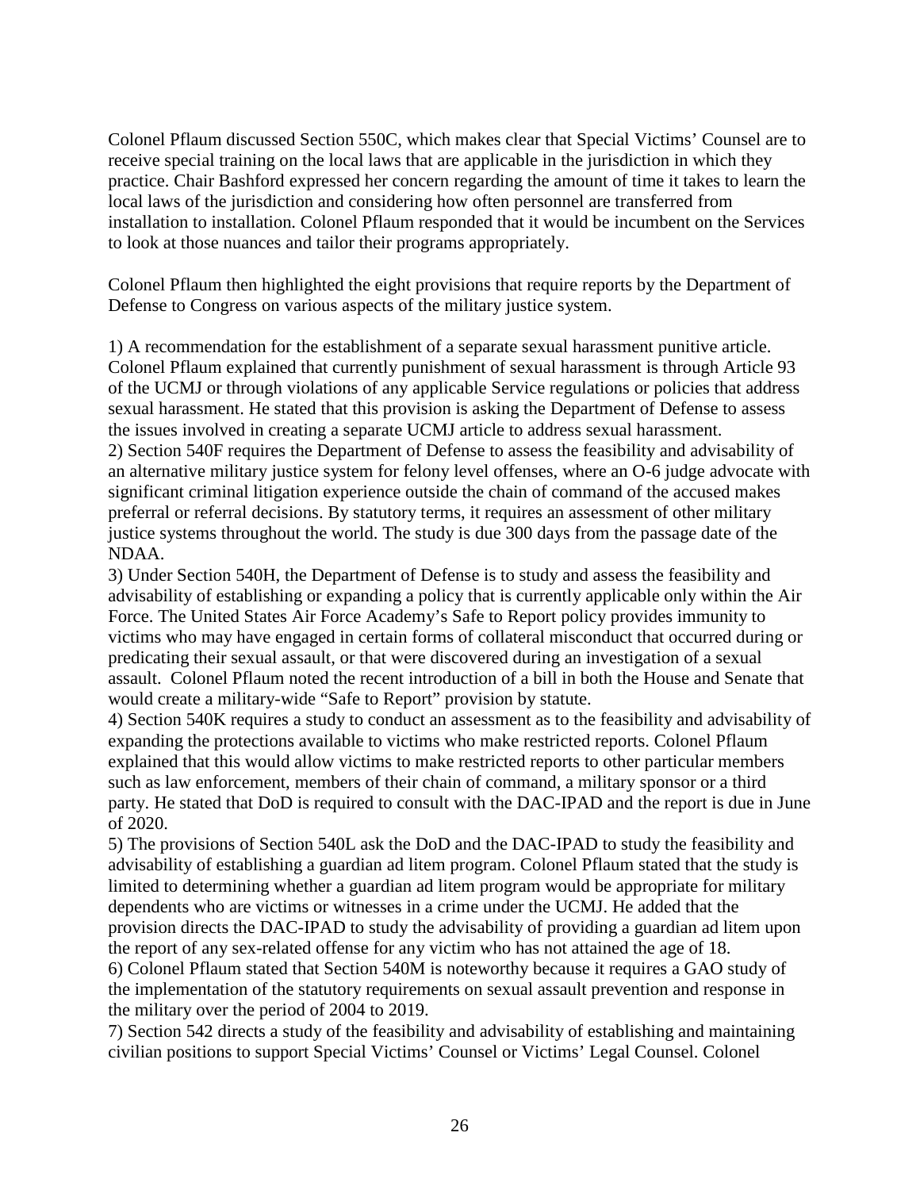Colonel Pflaum discussed Section 550C, which makes clear that Special Victims' Counsel are to receive special training on the local laws that are applicable in the jurisdiction in which they practice. Chair Bashford expressed her concern regarding the amount of time it takes to learn the local laws of the jurisdiction and considering how often personnel are transferred from installation to installation. Colonel Pflaum responded that it would be incumbent on the Services to look at those nuances and tailor their programs appropriately.

Colonel Pflaum then highlighted the eight provisions that require reports by the Department of Defense to Congress on various aspects of the military justice system.

1) A recommendation for the establishment of a separate sexual harassment punitive article. Colonel Pflaum explained that currently punishment of sexual harassment is through Article 93 of the UCMJ or through violations of any applicable Service regulations or policies that address sexual harassment. He stated that this provision is asking the Department of Defense to assess the issues involved in creating a separate UCMJ article to address sexual harassment.
2) Section 540F requires the Department of Defense to assess the feasibility and advisability of an alternative military justice system for felony level offenses, where an O-6 judge advocate with significant criminal litigation experience outside the chain of command of the accused makes preferral or referral decisions. By statutory terms, it requires an assessment of other military justice systems throughout the world. The study is due 300 days from the passage date of the NDAA.
3) Under Section 540H, the Department of Defense is to study and assess the feasibility and advisability of establishing or expanding a policy that is currently applicable only within the Air Force. The United States Air Force Academy's Safe to Report policy provides immunity to victims who may have engaged in certain forms of collateral misconduct that occurred during or predicating their sexual assault, or that were discovered during an investigation of a sexual assault. Colonel Pflaum noted the recent introduction of a bill in both the House and Senate that would create a military-wide "Safe to Report" provision by statute.
4) Section 540K requires a study to conduct an assessment as to the feasibility and advisability of expanding the protections available to victims who make restricted reports. Colonel Pflaum explained that this would allow victims to make restricted reports to other particular members such as law enforcement, members of their chain of command, a military sponsor or a third party. He stated that DoD is required to consult with the DAC-IPAD and the report is due in June of 2020.
5) The provisions of Section 540L ask the DoD and the DAC-IPAD to study the feasibility and advisability of establishing a guardian ad litem program. Colonel Pflaum stated that the study is limited to determining whether a guardian ad litem program would be appropriate for military dependents who are victims or witnesses in a crime under the UCMJ. He added that the provision directs the DAC-IPAD to study the advisability of providing a guardian ad litem upon the report of any sex-related offense for any victim who has not attained the age of 18.
6) Colonel Pflaum stated that Section 540M is noteworthy because it requires a GAO study of the implementation of the statutory requirements on sexual assault prevention and response in the military over the period of 2004 to 2019.
7) Section 542 directs a study of the feasibility and advisability of establishing and maintaining civilian positions to support Special Victims' Counsel or Victims' Legal Counsel. Colonel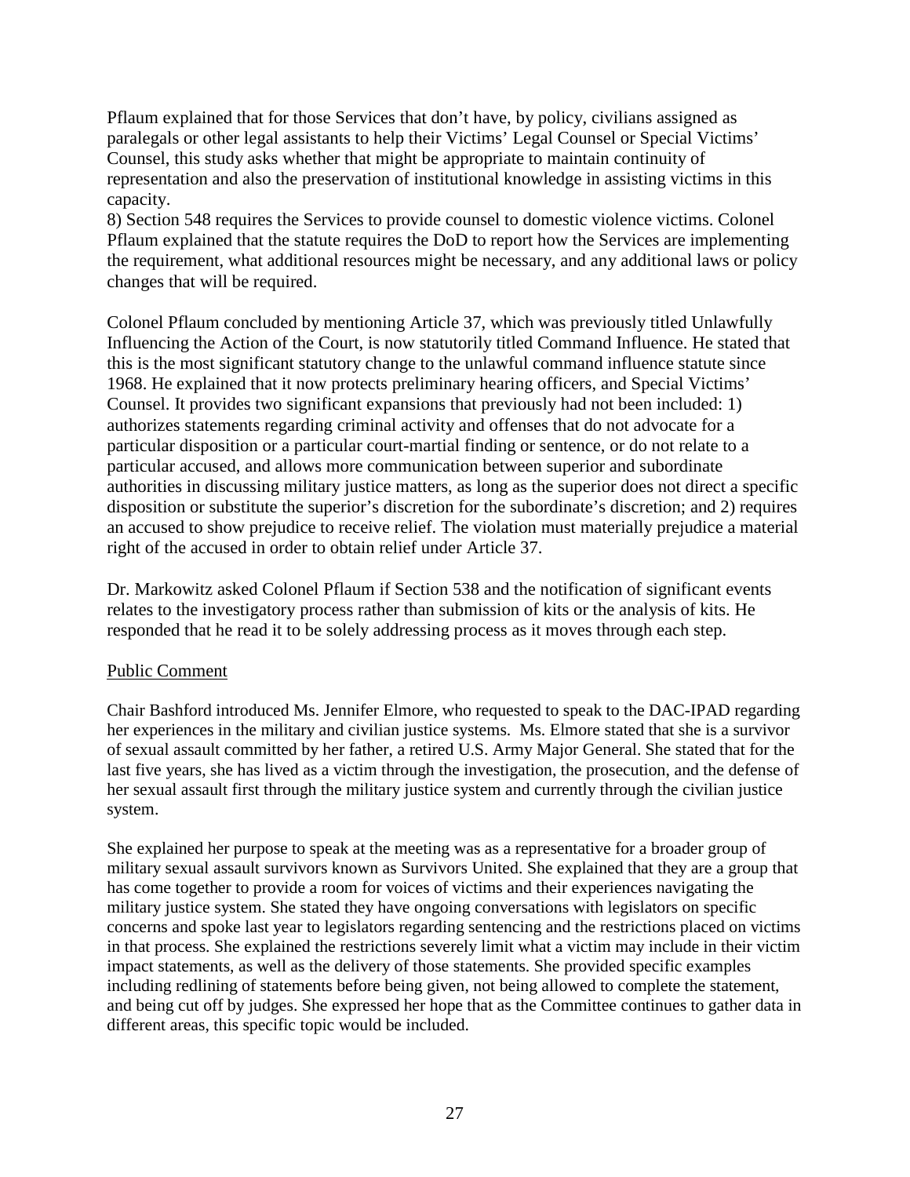Pflaum explained that for those Services that don't have, by policy, civilians assigned as paralegals or other legal assistants to help their Victims' Legal Counsel or Special Victims' Counsel, this study asks whether that might be appropriate to maintain continuity of representation and also the preservation of institutional knowledge in assisting victims in this capacity.

8) Section 548 requires the Services to provide counsel to domestic violence victims. Colonel Pflaum explained that the statute requires the DoD to report how the Services are implementing the requirement, what additional resources might be necessary, and any additional laws or policy changes that will be required.

Colonel Pflaum concluded by mentioning Article 37, which was previously titled Unlawfully Influencing the Action of the Court, is now statutorily titled Command Influence. He stated that this is the most significant statutory change to the unlawful command influence statute since 1968. He explained that it now protects preliminary hearing officers, and Special Victims' Counsel. It provides two significant expansions that previously had not been included: 1) authorizes statements regarding criminal activity and offenses that do not advocate for a particular disposition or a particular court-martial finding or sentence, or do not relate to a particular accused, and allows more communication between superior and subordinate authorities in discussing military justice matters, as long as the superior does not direct a specific disposition or substitute the superior's discretion for the subordinate's discretion; and 2) requires an accused to show prejudice to receive relief. The violation must materially prejudice a material right of the accused in order to obtain relief under Article 37.

Dr. Markowitz asked Colonel Pflaum if Section 538 and the notification of significant events relates to the investigatory process rather than submission of kits or the analysis of kits. He responded that he read it to be solely addressing process as it moves through each step.

Public Comment

Chair Bashford introduced Ms. Jennifer Elmore, who requested to speak to the DAC-IPAD regarding her experiences in the military and civilian justice systems. Ms. Elmore stated that she is a survivor of sexual assault committed by her father, a retired U.S. Army Major General. She stated that for the last five years, she has lived as a victim through the investigation, the prosecution, and the defense of her sexual assault first through the military justice system and currently through the civilian justice system.

She explained her purpose to speak at the meeting was as a representative for a broader group of military sexual assault survivors known as Survivors United. She explained that they are a group that has come together to provide a room for voices of victims and their experiences navigating the military justice system. She stated they have ongoing conversations with legislators on specific concerns and spoke last year to legislators regarding sentencing and the restrictions placed on victims in that process. She explained the restrictions severely limit what a victim may include in their victim impact statements, as well as the delivery of those statements. She provided specific examples including redlining of statements before being given, not being allowed to complete the statement, and being cut off by judges. She expressed her hope that as the Committee continues to gather data in different areas, this specific topic would be included.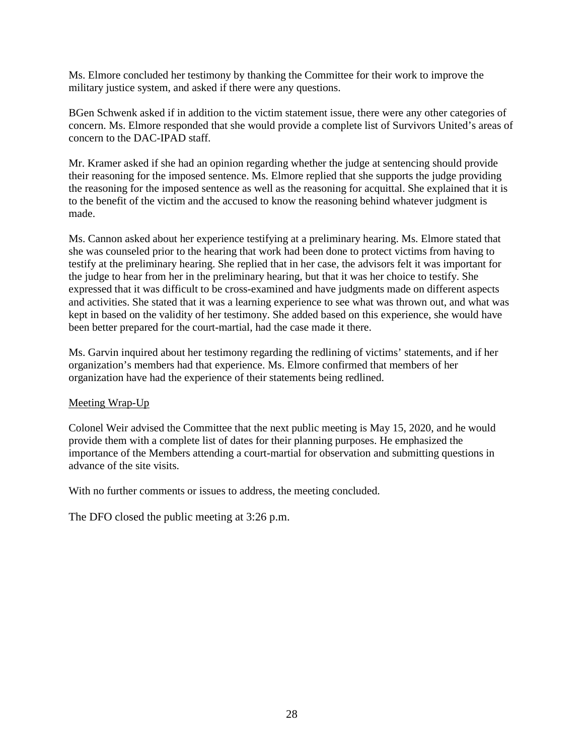Ms. Elmore concluded her testimony by thanking the Committee for their work to improve the military justice system, and asked if there were any questions.

BGen Schwenk asked if in addition to the victim statement issue, there were any other categories of concern. Ms. Elmore responded that she would provide a complete list of Survivors United's areas of concern to the DAC-IPAD staff.

Mr. Kramer asked if she had an opinion regarding whether the judge at sentencing should provide their reasoning for the imposed sentence. Ms. Elmore replied that she supports the judge providing the reasoning for the imposed sentence as well as the reasoning for acquittal. She explained that it is to the benefit of the victim and the accused to know the reasoning behind whatever judgment is made.

Ms. Cannon asked about her experience testifying at a preliminary hearing. Ms. Elmore stated that she was counseled prior to the hearing that work had been done to protect victims from having to testify at the preliminary hearing. She replied that in her case, the advisors felt it was important for the judge to hear from her in the preliminary hearing, but that it was her choice to testify. She expressed that it was difficult to be cross-examined and have judgments made on different aspects and activities. She stated that it was a learning experience to see what was thrown out, and what was kept in based on the validity of her testimony. She added based on this experience, she would have been better prepared for the court-martial, had the case made it there.

Ms. Garvin inquired about her testimony regarding the redlining of victims' statements, and if her organization's members had that experience. Ms. Elmore confirmed that members of her organization have had the experience of their statements being redlined.

<u>Meeting Wrap-Up</u>

Colonel Weir advised the Committee that the next public meeting is May 15, 2020, and he would provide them with a complete list of dates for their planning purposes. He emphasized the importance of the Members attending a court-martial for observation and submitting questions in advance of the site visits.

With no further comments or issues to address, the meeting concluded.

The DFO closed the public meeting at 3:26 p.m.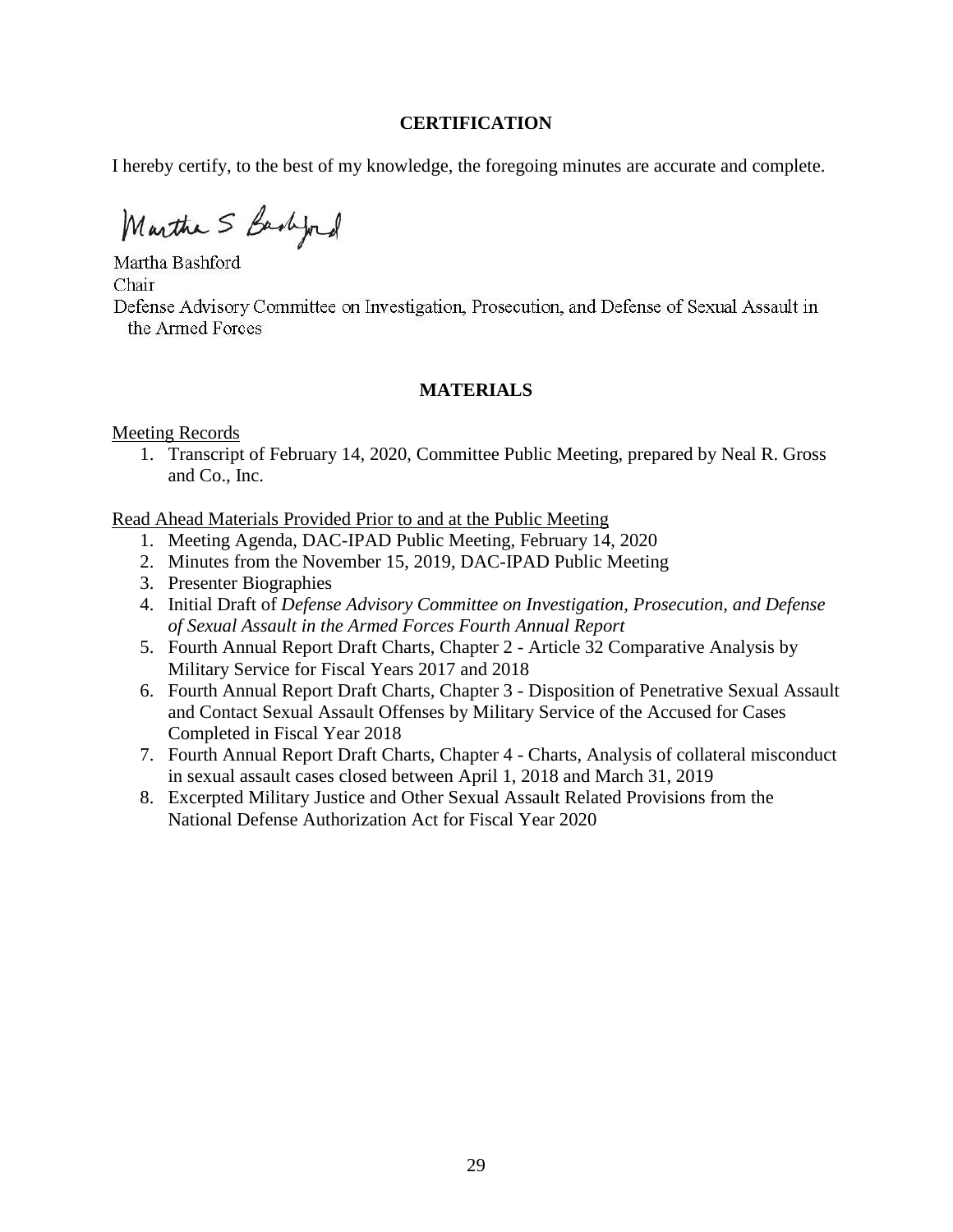## CERTIFICATION

I hereby certify, to the best of my knowledge, the foregoing minutes are accurate and complete.

Martha Bashford
Chair
Defense Advisory Committee on Investigation, Prosecution, and Defense of Sexual Assault in the Armed Forces

## MATERIALS

Meeting Records

1. Transcript of February 14, 2020, Committee Public Meeting, prepared by Neal R. Gross and Co., Inc.

Read Ahead Materials Provided Prior to and at the Public Meeting

1. Meeting Agenda, DAC-IPAD Public Meeting, February 14, 2020
2. Minutes from the November 15, 2019, DAC-IPAD Public Meeting
3. Presenter Biographies
4. Initial Draft of *Defense Advisory Committee on Investigation, Prosecution, and Defense of Sexual Assault in the Armed Forces Fourth Annual Report*
5. Fourth Annual Report Draft Charts, Chapter 2 - Article 32 Comparative Analysis by Military Service for Fiscal Years 2017 and 2018
6. Fourth Annual Report Draft Charts, Chapter 3 - Disposition of Penetrative Sexual Assault and Contact Sexual Assault Offenses by Military Service of the Accused for Cases Completed in Fiscal Year 2018
7. Fourth Annual Report Draft Charts, Chapter 4 - Charts, Analysis of collateral misconduct in sexual assault cases closed between April 1, 2018 and March 31, 2019
8. Excerpted Military Justice and Other Sexual Assault Related Provisions from the National Defense Authorization Act for Fiscal Year 2020